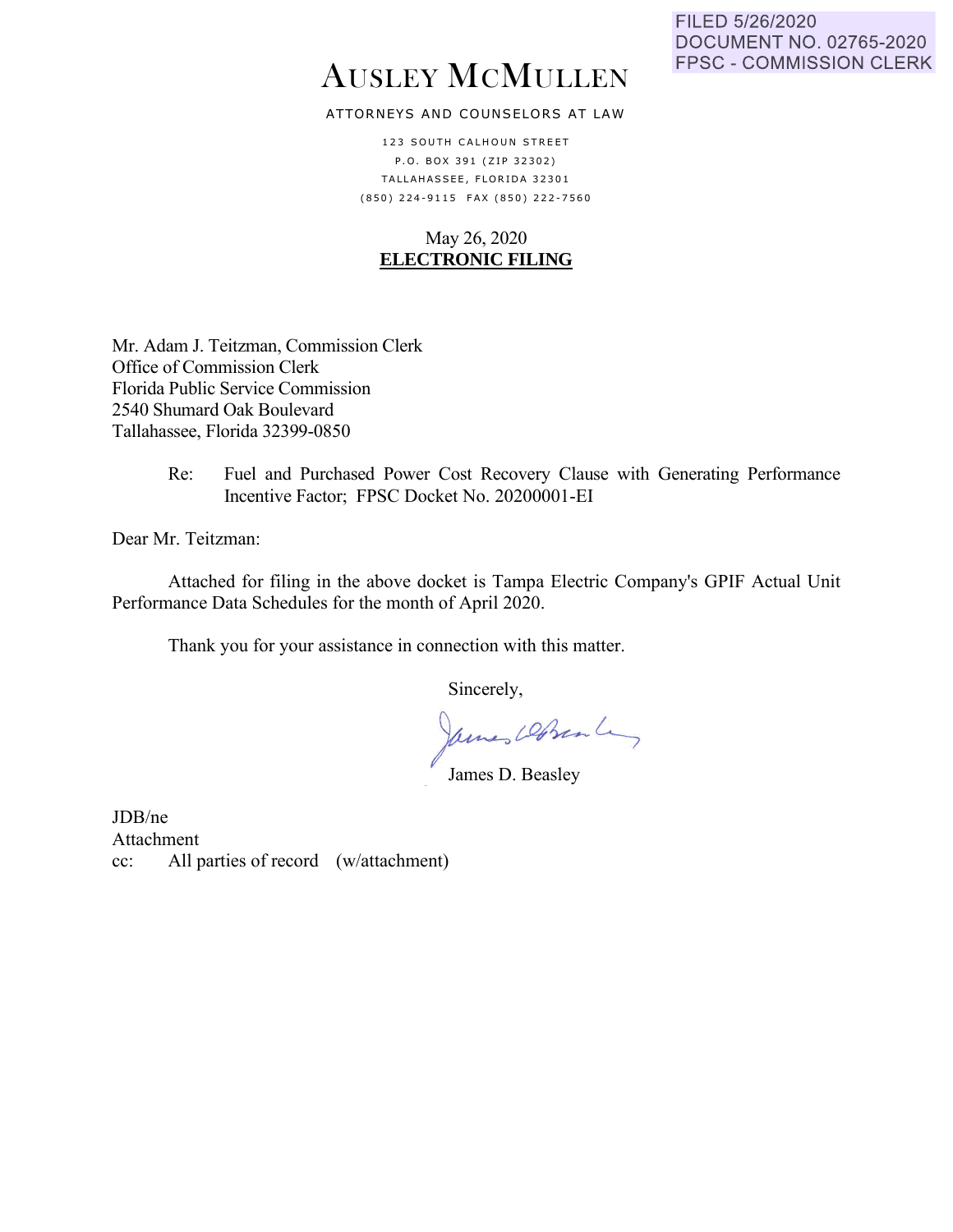FILED 5/26/2020
DOCUMENT NO. 02765-2020
FPSC - COMMISSION CLERK

# AUSLEY MCMULLEN

ATTORNEYS AND COUNSELORS AT LAW

123 SOUTH CALHOUN STREET
P.O. BOX 391 (ZIP 32302)
TALLAHASSEE, FLORIDA 32301
(850) 224-9115 FAX (850) 222-7560

May 26, 2020
**ELECTRONIC FILING**

Mr. Adam J. Teitzman, Commission Clerk
Office of Commission Clerk
Florida Public Service Commission
2540 Shumard Oak Boulevard
Tallahassee, Florida 32399-0850

Re: Fuel and Purchased Power Cost Recovery Clause with Generating Performance Incentive Factor; FPSC Docket No. 20200001-EI

Dear Mr. Teitzman:

Attached for filing in the above docket is Tampa Electric Company's GPIF Actual Unit Performance Data Schedules for the month of April 2020.

Thank you for your assistance in connection with this matter.

Sincerely,

James D. Beasley

JDB/ne
Attachment
cc: All parties of record (w/attachment)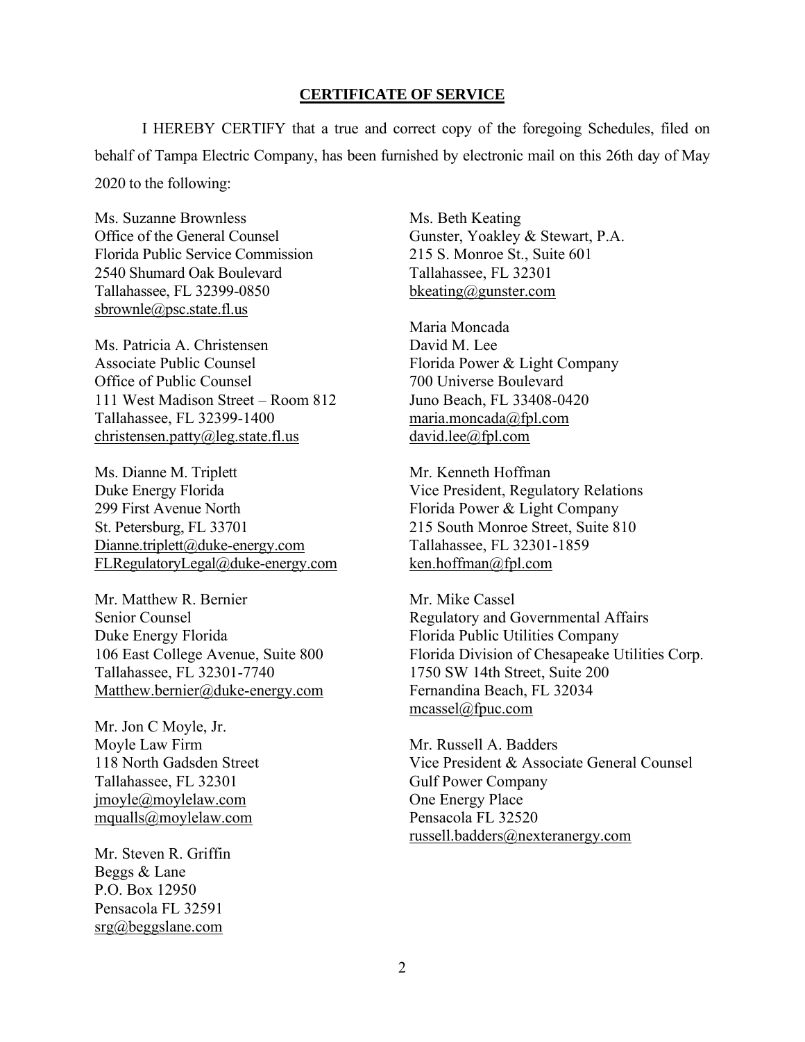## CERTIFICATE OF SERVICE

I HEREBY CERTIFY that a true and correct copy of the foregoing Schedules, filed on behalf of Tampa Electric Company, has been furnished by electronic mail on this 26th day of May 2020 to the following:

Ms. Suzanne Brownless
Office of the General Counsel
Florida Public Service Commission
2540 Shumard Oak Boulevard
Tallahassee, FL 32399-0850
sbrownle@psc.state.fl.us

Ms. Patricia A. Christensen
Associate Public Counsel
Office of Public Counsel
111 West Madison Street – Room 812
Tallahassee, FL 32399-1400
christensen.patty@leg.state.fl.us

Ms. Dianne M. Triplett
Duke Energy Florida
299 First Avenue North
St. Petersburg, FL 33701
Dianne.triplett@duke-energy.com
FLRegulatoryLegal@duke-energy.com

Mr. Matthew R. Bernier
Senior Counsel
Duke Energy Florida
106 East College Avenue, Suite 800
Tallahassee, FL 32301-7740
Matthew.bernier@duke-energy.com

Mr. Jon C Moyle, Jr.
Moyle Law Firm
118 North Gadsden Street
Tallahassee, FL 32301
jmoyle@moylelaw.com
mqualls@moylelaw.com

Mr. Steven R. Griffin
Beggs & Lane
P.O. Box 12950
Pensacola FL 32591
srg@beggslane.com

Ms. Beth Keating
Gunster, Yoakley & Stewart, P.A.
215 S. Monroe St., Suite 601
Tallahassee, FL 32301
bkeating@gunster.com

Maria Moncada
David M. Lee
Florida Power & Light Company
700 Universe Boulevard
Juno Beach, FL 33408-0420
maria.moncada@fpl.com
david.lee@fpl.com

Mr. Kenneth Hoffman
Vice President, Regulatory Relations
Florida Power & Light Company
215 South Monroe Street, Suite 810
Tallahassee, FL 32301-1859
ken.hoffman@fpl.com

Mr. Mike Cassel
Regulatory and Governmental Affairs
Florida Public Utilities Company
Florida Division of Chesapeake Utilities Corp.
1750 SW 14th Street, Suite 200
Fernandina Beach, FL 32034
mcassel@fpuc.com

Mr. Russell A. Badders
Vice President & Associate General Counsel
Gulf Power Company
One Energy Place
Pensacola FL 32520
russell.badders@nexteranergy.com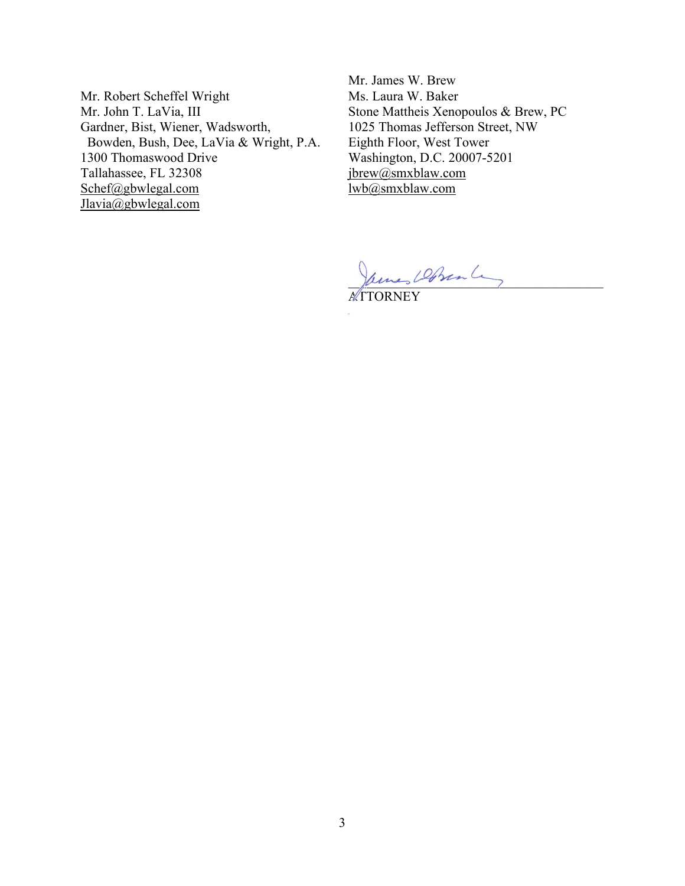Mr. Robert Scheffel Wright
Mr. John T. LaVia, III
Gardner, Bist, Wiener, Wadsworth,
Bowden, Bush, Dee, LaVia & Wright, P.A.
1300 Thomaswood Drive
Tallahassee, FL 32308
Schef@gbwlegal.com
Jlavia@gbwlegal.com

Mr. James W. Brew
Ms. Laura W. Baker
Stone Mattheis Xenopoulos & Brew, PC
1025 Thomas Jefferson Street, NW
Eighth Floor, West Tower
Washington, D.C. 20007-5201
jbrew@smxblaw.com
lwb@smxblaw.com

ATTORNEY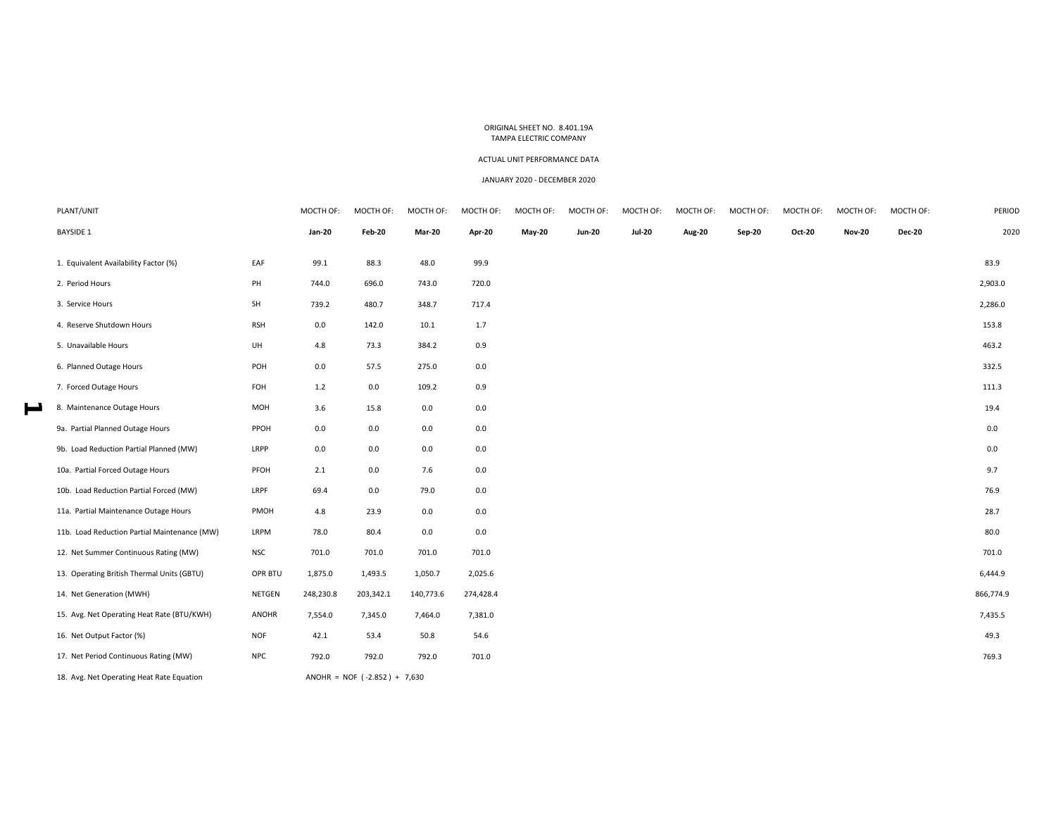ORIGINAL SHEET NO. 8.401.19A
TAMPA ELECTRIC COMPANY

ACTUAL UNIT PERFORMANCE DATA

JANUARY 2020 - DECEMBER 2020

| PLANT/UNIT | | MOCTH OF: | MOCTH OF: | MOCTH OF: | MOCTH OF: | MOCTH OF: | MOCTH OF: | MOCTH OF: | MOCTH OF: | MOCTH OF: | MOCTH OF: | MOCTH OF: | MOCTH OF: | PERIOD |
|---|---|---|---|---|---|---|---|---|---|---|---|---|---|---|
| BAYSIDE 1 | | **Jan-20** | **Feb-20** | **Mar-20** | **Apr-20** | **May-20** | **Jun-20** | **Jul-20** | **Aug-20** | **Sep-20** | **Oct-20** | **Nov-20** | **Dec-20** | 2020 |
| 1. Equivalent Availability Factor (%) | EAF | 99.1 | 88.3 | 48.0 | 99.9 | | | | | | | | | 83.9 |
| 2. Period Hours | PH | 744.0 | 696.0 | 743.0 | 720.0 | | | | | | | | | 2,903.0 |
| 3. Service Hours | SH | 739.2 | 480.7 | 348.7 | 717.4 | | | | | | | | | 2,286.0 |
| 4. Reserve Shutdown Hours | RSH | 0.0 | 142.0 | 10.1 | 1.7 | | | | | | | | | 153.8 |
| 5. Unavailable Hours | UH | 4.8 | 73.3 | 384.2 | 0.9 | | | | | | | | | 463.2 |
| 6. Planned Outage Hours | POH | 0.0 | 57.5 | 275.0 | 0.0 | | | | | | | | | 332.5 |
| 7. Forced Outage Hours | FOH | 1.2 | 0.0 | 109.2 | 0.9 | | | | | | | | | 111.3 |
| 8. Maintenance Outage Hours | MOH | 3.6 | 15.8 | 0.0 | 0.0 | | | | | | | | | 19.4 |
| 9a. Partial Planned Outage Hours | PPOH | 0.0 | 0.0 | 0.0 | 0.0 | | | | | | | | | 0.0 |
| 9b. Load Reduction Partial Planned (MW) | LRPP | 0.0 | 0.0 | 0.0 | 0.0 | | | | | | | | | 0.0 |
| 10a. Partial Forced Outage Hours | PFOH | 2.1 | 0.0 | 7.6 | 0.0 | | | | | | | | | 9.7 |
| 10b. Load Reduction Partial Forced (MW) | LRPF | 69.4 | 0.0 | 79.0 | 0.0 | | | | | | | | | 76.9 |
| 11a. Partial Maintenance Outage Hours | PMOH | 4.8 | 23.9 | 0.0 | 0.0 | | | | | | | | | 28.7 |
| 11b. Load Reduction Partial Maintenance (MW) | LRPM | 78.0 | 80.4 | 0.0 | 0.0 | | | | | | | | | 80.0 |
| 12. Net Summer Continuous Rating (MW) | NSC | 701.0 | 701.0 | 701.0 | 701.0 | | | | | | | | | 701.0 |
| 13. Operating British Thermal Units (GBTU) | OPR BTU | 1,875.0 | 1,493.5 | 1,050.7 | 2,025.6 | | | | | | | | | 6,444.9 |
| 14. Net Generation (MWH) | NETGEN | 248,230.8 | 203,342.1 | 140,773.6 | 274,428.4 | | | | | | | | | 866,774.9 |
| 15. Avg. Net Operating Heat Rate (BTU/KWH) | ANOHR | 7,554.0 | 7,345.0 | 7,464.0 | 7,381.0 | | | | | | | | | 7,435.5 |
| 16. Net Output Factor (%) | NOF | 42.1 | 53.4 | 50.8 | 54.6 | | | | | | | | | 49.3 |
| 17. Net Period Continuous Rating (MW) | NPC | 792.0 | 792.0 | 792.0 | 701.0 | | | | | | | | | 769.3 |
| 18. Avg. Net Operating Heat Rate Equation | | ANOHR = NOF ( -2.852 ) + 7,630 | | | | | | | | | | | | |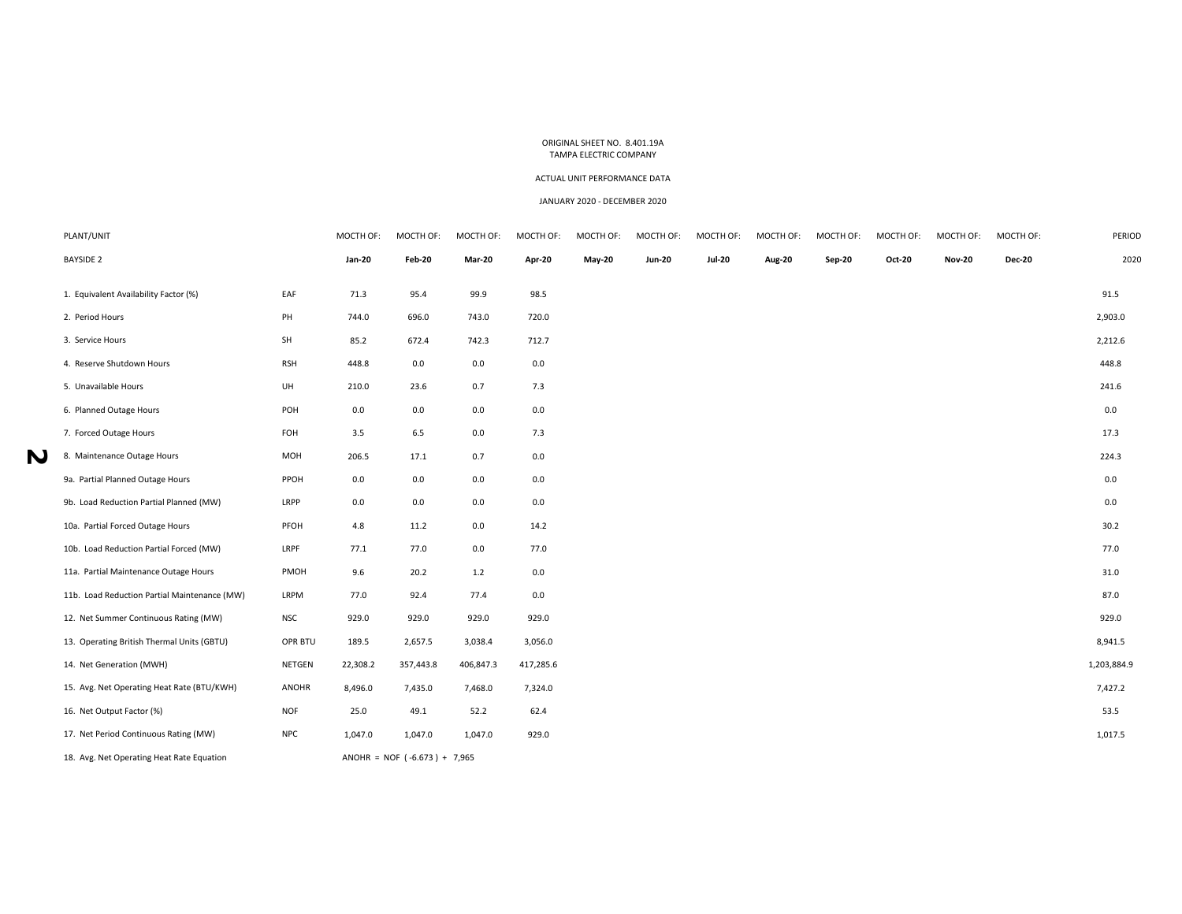ORIGINAL SHEET NO. 8.401.19A
TAMPA ELECTRIC COMPANY

ACTUAL UNIT PERFORMANCE DATA

JANUARY 2020 - DECEMBER 2020

| PLANT/UNIT | | MOCTH OF: | MOCTH OF: | MOCTH OF: | MOCTH OF: | MOCTH OF: | MOCTH OF: | MOCTH OF: | MOCTH OF: | MOCTH OF: | MOCTH OF: | MOCTH OF: | MOCTH OF: | PERIOD |
|---|---|---|---|---|---|---|---|---|---|---|---|---|---|---|
| BAYSIDE 2 | | **Jan-20** | **Feb-20** | **Mar-20** | **Apr-20** | **May-20** | **Jun-20** | **Jul-20** | **Aug-20** | **Sep-20** | **Oct-20** | **Nov-20** | **Dec-20** | 2020 |
| 1. Equivalent Availability Factor (%) | EAF | 71.3 | 95.4 | 99.9 | 98.5 | | | | | | | | | 91.5 |
| 2. Period Hours | PH | 744.0 | 696.0 | 743.0 | 720.0 | | | | | | | | | 2,903.0 |
| 3. Service Hours | SH | 85.2 | 672.4 | 742.3 | 712.7 | | | | | | | | | 2,212.6 |
| 4. Reserve Shutdown Hours | RSH | 448.8 | 0.0 | 0.0 | 0.0 | | | | | | | | | 448.8 |
| 5. Unavailable Hours | UH | 210.0 | 23.6 | 0.7 | 7.3 | | | | | | | | | 241.6 |
| 6. Planned Outage Hours | POH | 0.0 | 0.0 | 0.0 | 0.0 | | | | | | | | | 0.0 |
| 7. Forced Outage Hours | FOH | 3.5 | 6.5 | 0.0 | 7.3 | | | | | | | | | 17.3 |
| 8. Maintenance Outage Hours | MOH | 206.5 | 17.1 | 0.7 | 0.0 | | | | | | | | | 224.3 |
| 9a. Partial Planned Outage Hours | PPOH | 0.0 | 0.0 | 0.0 | 0.0 | | | | | | | | | 0.0 |
| 9b. Load Reduction Partial Planned (MW) | LRPP | 0.0 | 0.0 | 0.0 | 0.0 | | | | | | | | | 0.0 |
| 10a. Partial Forced Outage Hours | PFOH | 4.8 | 11.2 | 0.0 | 14.2 | | | | | | | | | 30.2 |
| 10b. Load Reduction Partial Forced (MW) | LRPF | 77.1 | 77.0 | 0.0 | 77.0 | | | | | | | | | 77.0 |
| 11a. Partial Maintenance Outage Hours | PMOH | 9.6 | 20.2 | 1.2 | 0.0 | | | | | | | | | 31.0 |
| 11b. Load Reduction Partial Maintenance (MW) | LRPM | 77.0 | 92.4 | 77.4 | 0.0 | | | | | | | | | 87.0 |
| 12. Net Summer Continuous Rating (MW) | NSC | 929.0 | 929.0 | 929.0 | 929.0 | | | | | | | | | 929.0 |
| 13. Operating British Thermal Units (GBTU) | OPR BTU | 189.5 | 2,657.5 | 3,038.4 | 3,056.0 | | | | | | | | | 8,941.5 |
| 14. Net Generation (MWH) | NETGEN | 22,308.2 | 357,443.8 | 406,847.3 | 417,285.6 | | | | | | | | | 1,203,884.9 |
| 15. Avg. Net Operating Heat Rate (BTU/KWH) | ANOHR | 8,496.0 | 7,435.0 | 7,468.0 | 7,324.0 | | | | | | | | | 7,427.2 |
| 16. Net Output Factor (%) | NOF | 25.0 | 49.1 | 52.2 | 62.4 | | | | | | | | | 53.5 |
| 17. Net Period Continuous Rating (MW) | NPC | 1,047.0 | 1,047.0 | 1,047.0 | 929.0 | | | | | | | | | 1,017.5 |
| 18. Avg. Net Operating Heat Rate Equation | | ANOHR = NOF ( -6.673 ) + 7,965 | | | | | | | | | | | | |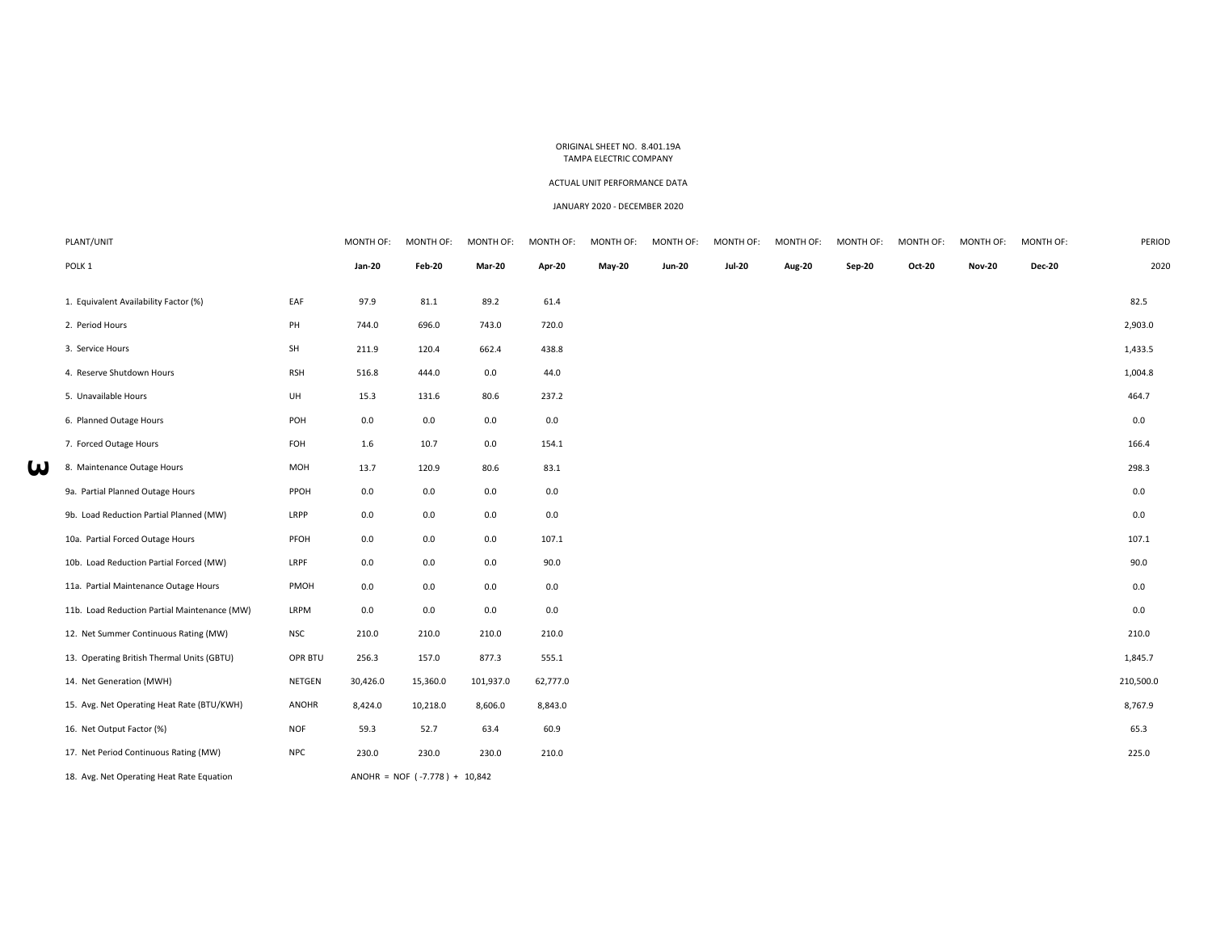ORIGINAL SHEET NO. 8.401.19A
TAMPA ELECTRIC COMPANY

ACTUAL UNIT PERFORMANCE DATA

JANUARY 2020 - DECEMBER 2020

| PLANT/UNIT | | MONTH OF: | MONTH OF: | MONTH OF: | MONTH OF: | MONTH OF: | MONTH OF: | MONTH OF: | MONTH OF: | MONTH OF: | MONTH OF: | MONTH OF: | MONTH OF: | PERIOD |
|---|---|---|---|---|---|---|---|---|---|---|---|---|---|---|
| POLK 1 | | **Jan-20** | **Feb-20** | **Mar-20** | **Apr-20** | **May-20** | **Jun-20** | **Jul-20** | **Aug-20** | **Sep-20** | **Oct-20** | **Nov-20** | **Dec-20** | 2020 |
| 1. Equivalent Availability Factor (%) | EAF | 97.9 | 81.1 | 89.2 | 61.4 | | | | | | | | | 82.5 |
| 2. Period Hours | PH | 744.0 | 696.0 | 743.0 | 720.0 | | | | | | | | | 2,903.0 |
| 3. Service Hours | SH | 211.9 | 120.4 | 662.4 | 438.8 | | | | | | | | | 1,433.5 |
| 4. Reserve Shutdown Hours | RSH | 516.8 | 444.0 | 0.0 | 44.0 | | | | | | | | | 1,004.8 |
| 5. Unavailable Hours | UH | 15.3 | 131.6 | 80.6 | 237.2 | | | | | | | | | 464.7 |
| 6. Planned Outage Hours | POH | 0.0 | 0.0 | 0.0 | 0.0 | | | | | | | | | 0.0 |
| 7. Forced Outage Hours | FOH | 1.6 | 10.7 | 0.0 | 154.1 | | | | | | | | | 166.4 |
| 8. Maintenance Outage Hours | MOH | 13.7 | 120.9 | 80.6 | 83.1 | | | | | | | | | 298.3 |
| 9a. Partial Planned Outage Hours | PPOH | 0.0 | 0.0 | 0.0 | 0.0 | | | | | | | | | 0.0 |
| 9b. Load Reduction Partial Planned (MW) | LRPP | 0.0 | 0.0 | 0.0 | 0.0 | | | | | | | | | 0.0 |
| 10a. Partial Forced Outage Hours | PFOH | 0.0 | 0.0 | 0.0 | 107.1 | | | | | | | | | 107.1 |
| 10b. Load Reduction Partial Forced (MW) | LRPF | 0.0 | 0.0 | 0.0 | 90.0 | | | | | | | | | 90.0 |
| 11a. Partial Maintenance Outage Hours | PMOH | 0.0 | 0.0 | 0.0 | 0.0 | | | | | | | | | 0.0 |
| 11b. Load Reduction Partial Maintenance (MW) | LRPM | 0.0 | 0.0 | 0.0 | 0.0 | | | | | | | | | 0.0 |
| 12. Net Summer Continuous Rating (MW) | NSC | 210.0 | 210.0 | 210.0 | 210.0 | | | | | | | | | 210.0 |
| 13. Operating British Thermal Units (GBTU) | OPR BTU | 256.3 | 157.0 | 877.3 | 555.1 | | | | | | | | | 1,845.7 |
| 14. Net Generation (MWH) | NETGEN | 30,426.0 | 15,360.0 | 101,937.0 | 62,777.0 | | | | | | | | | 210,500.0 |
| 15. Avg. Net Operating Heat Rate (BTU/KWH) | ANOHR | 8,424.0 | 10,218.0 | 8,606.0 | 8,843.0 | | | | | | | | | 8,767.9 |
| 16. Net Output Factor (%) | NOF | 59.3 | 52.7 | 63.4 | 60.9 | | | | | | | | | 65.3 |
| 17. Net Period Continuous Rating (MW) | NPC | 230.0 | 230.0 | 230.0 | 210.0 | | | | | | | | | 225.0 |
| 18. Avg. Net Operating Heat Rate Equation | | ANOHR = NOF ( -7.778 ) + 10,842 | | | | | | | | | | | | |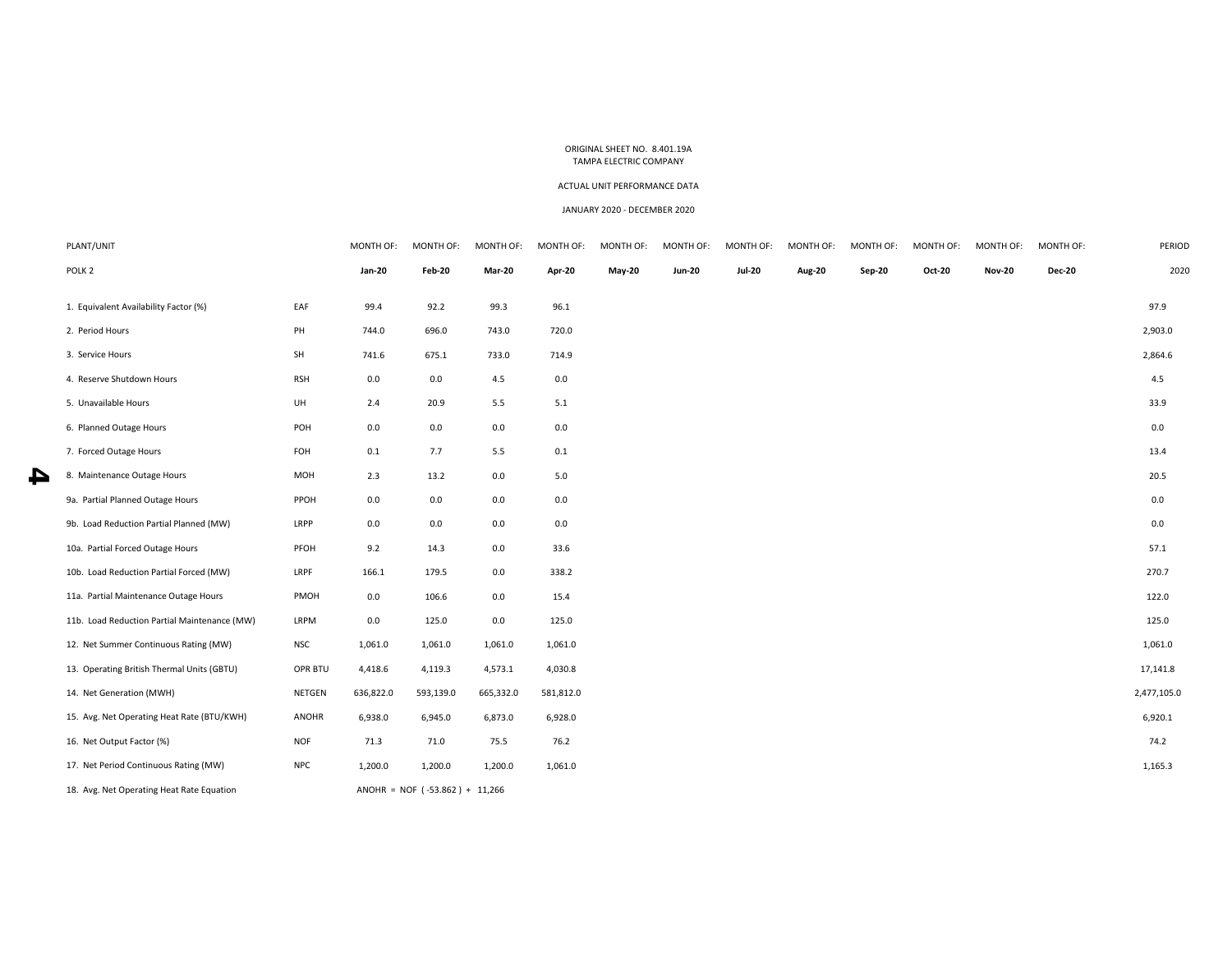ORIGINAL SHEET NO. 8.401.19A
TAMPA ELECTRIC COMPANY

ACTUAL UNIT PERFORMANCE DATA

JANUARY 2020 - DECEMBER 2020

| PLANT/UNIT | | MONTH OF: | MONTH OF: | MONTH OF: | MONTH OF: | MONTH OF: | MONTH OF: | MONTH OF: | MONTH OF: | MONTH OF: | MONTH OF: | MONTH OF: | MONTH OF: | PERIOD |
|---|---|---|---|---|---|---|---|---|---|---|---|---|---|---|
| POLK 2 | | **Jan-20** | **Feb-20** | **Mar-20** | **Apr-20** | **May-20** | **Jun-20** | **Jul-20** | **Aug-20** | **Sep-20** | **Oct-20** | **Nov-20** | **Dec-20** | 2020 |
| 1. Equivalent Availability Factor (%) | EAF | 99.4 | 92.2 | 99.3 | 96.1 | | | | | | | | | 97.9 |
| 2. Period Hours | PH | 744.0 | 696.0 | 743.0 | 720.0 | | | | | | | | | 2,903.0 |
| 3. Service Hours | SH | 741.6 | 675.1 | 733.0 | 714.9 | | | | | | | | | 2,864.6 |
| 4. Reserve Shutdown Hours | RSH | 0.0 | 0.0 | 4.5 | 0.0 | | | | | | | | | 4.5 |
| 5. Unavailable Hours | UH | 2.4 | 20.9 | 5.5 | 5.1 | | | | | | | | | 33.9 |
| 6. Planned Outage Hours | POH | 0.0 | 0.0 | 0.0 | 0.0 | | | | | | | | | 0.0 |
| 7. Forced Outage Hours | FOH | 0.1 | 7.7 | 5.5 | 0.1 | | | | | | | | | 13.4 |
| 8. Maintenance Outage Hours | MOH | 2.3 | 13.2 | 0.0 | 5.0 | | | | | | | | | 20.5 |
| 9a. Partial Planned Outage Hours | PPOH | 0.0 | 0.0 | 0.0 | 0.0 | | | | | | | | | 0.0 |
| 9b. Load Reduction Partial Planned (MW) | LRPP | 0.0 | 0.0 | 0.0 | 0.0 | | | | | | | | | 0.0 |
| 10a. Partial Forced Outage Hours | PFOH | 9.2 | 14.3 | 0.0 | 33.6 | | | | | | | | | 57.1 |
| 10b. Load Reduction Partial Forced (MW) | LRPF | 166.1 | 179.5 | 0.0 | 338.2 | | | | | | | | | 270.7 |
| 11a. Partial Maintenance Outage Hours | PMOH | 0.0 | 106.6 | 0.0 | 15.4 | | | | | | | | | 122.0 |
| 11b. Load Reduction Partial Maintenance (MW) | LRPM | 0.0 | 125.0 | 0.0 | 125.0 | | | | | | | | | 125.0 |
| 12. Net Summer Continuous Rating (MW) | NSC | 1,061.0 | 1,061.0 | 1,061.0 | 1,061.0 | | | | | | | | | 1,061.0 |
| 13. Operating British Thermal Units (GBTU) | OPR BTU | 4,418.6 | 4,119.3 | 4,573.1 | 4,030.8 | | | | | | | | | 17,141.8 |
| 14. Net Generation (MWH) | NETGEN | 636,822.0 | 593,139.0 | 665,332.0 | 581,812.0 | | | | | | | | | 2,477,105.0 |
| 15. Avg. Net Operating Heat Rate (BTU/KWH) | ANOHR | 6,938.0 | 6,945.0 | 6,873.0 | 6,928.0 | | | | | | | | | 6,920.1 |
| 16. Net Output Factor (%) | NOF | 71.3 | 71.0 | 75.5 | 76.2 | | | | | | | | | 74.2 |
| 17. Net Period Continuous Rating (MW) | NPC | 1,200.0 | 1,200.0 | 1,200.0 | 1,061.0 | | | | | | | | | 1,165.3 |
| 18. Avg. Net Operating Heat Rate Equation | | ANOHR = NOF ( -53.862 ) + 11,266 | | | | | | | | | | | | |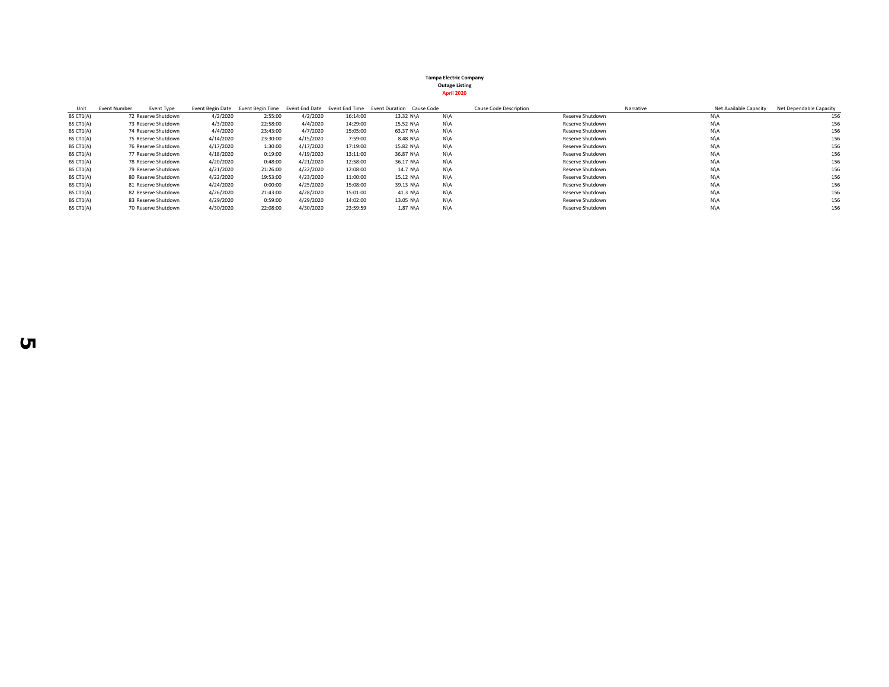**Tampa Electric Company**
**Outage Listing**
**April 2020**

| Unit | Event Number | Event Type | Event Begin Date | Event Begin Time | Event End Date | Event End Time | Event Duration | Cause Code | Cause Code Description | Narrative | Net Available Capacity | Net Dependable Capacity |
|---|---|---|---|---|---|---|---|---|---|---|---|---|
| BS CT1(A) | 72 | Reserve Shutdown | 4/2/2020 | 2:55:00 | 4/2/2020 | 16:14:00 | 13.32 | N\A | N\A | Reserve Shutdown | N\A | 156 |
| BS CT1(A) | 73 | Reserve Shutdown | 4/3/2020 | 22:58:00 | 4/4/2020 | 14:29:00 | 15.52 | N\A | N\A | Reserve Shutdown | N\A | 156 |
| BS CT1(A) | 74 | Reserve Shutdown | 4/4/2020 | 23:43:00 | 4/7/2020 | 15:05:00 | 63.37 | N\A | N\A | Reserve Shutdown | N\A | 156 |
| BS CT1(A) | 75 | Reserve Shutdown | 4/14/2020 | 23:30:00 | 4/15/2020 | 7:59:00 | 8.48 | N\A | N\A | Reserve Shutdown | N\A | 156 |
| BS CT1(A) | 76 | Reserve Shutdown | 4/17/2020 | 1:30:00 | 4/17/2020 | 17:19:00 | 15.82 | N\A | N\A | Reserve Shutdown | N\A | 156 |
| BS CT1(A) | 77 | Reserve Shutdown | 4/18/2020 | 0:19:00 | 4/19/2020 | 13:11:00 | 36.87 | N\A | N\A | Reserve Shutdown | N\A | 156 |
| BS CT1(A) | 78 | Reserve Shutdown | 4/20/2020 | 0:48:00 | 4/21/2020 | 12:58:00 | 36.17 | N\A | N\A | Reserve Shutdown | N\A | 156 |
| BS CT1(A) | 79 | Reserve Shutdown | 4/21/2020 | 21:26:00 | 4/22/2020 | 12:08:00 | 14.7 | N\A | N\A | Reserve Shutdown | N\A | 156 |
| BS CT1(A) | 80 | Reserve Shutdown | 4/22/2020 | 19:53:00 | 4/23/2020 | 11:00:00 | 15.12 | N\A | N\A | Reserve Shutdown | N\A | 156 |
| BS CT1(A) | 81 | Reserve Shutdown | 4/24/2020 | 0:00:00 | 4/25/2020 | 15:08:00 | 39.13 | N\A | N\A | Reserve Shutdown | N\A | 156 |
| BS CT1(A) | 82 | Reserve Shutdown | 4/26/2020 | 21:43:00 | 4/28/2020 | 15:01:00 | 41.3 | N\A | N\A | Reserve Shutdown | N\A | 156 |
| BS CT1(A) | 83 | Reserve Shutdown | 4/29/2020 | 0:59:00 | 4/29/2020 | 14:02:00 | 13.05 | N\A | N\A | Reserve Shutdown | N\A | 156 |
| BS CT1(A) | 70 | Reserve Shutdown | 4/30/2020 | 22:08:00 | 4/30/2020 | 23:59:59 | 1.87 | N\A | N\A | Reserve Shutdown | N\A | 156 |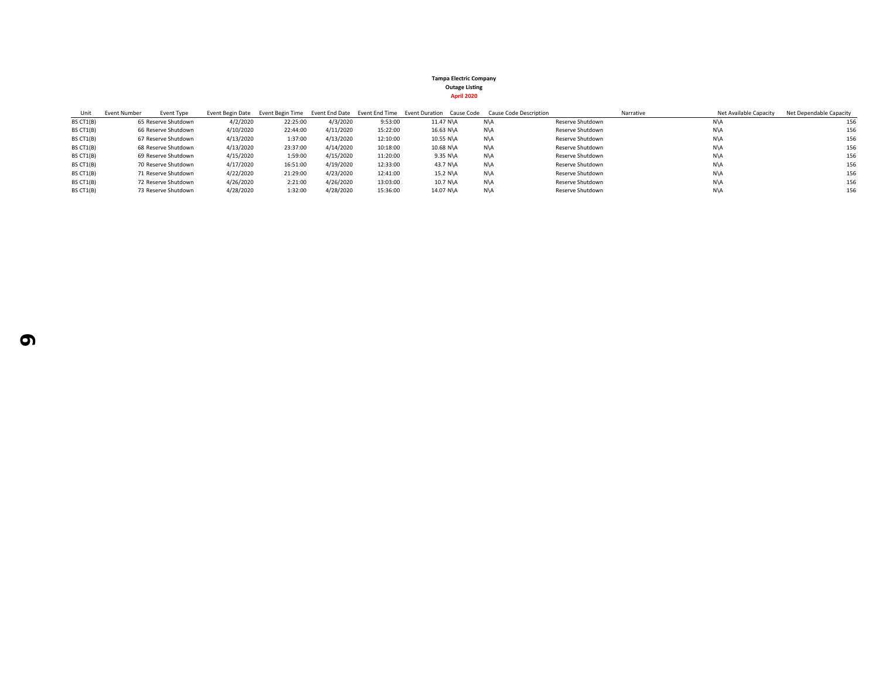**Tampa Electric Company**
**Outage Listing**
**April 2020**

| Unit | Event Number | Event Type | Event Begin Date | Event Begin Time | Event End Date | Event End Time | Event Duration | Cause Code | Cause Code Description | Narrative | Net Available Capacity | Net Dependable Capacity |
|---|---|---|---|---|---|---|---|---|---|---|---|---|
| BS CT1(B) | 65 | Reserve Shutdown | 4/2/2020 | 22:25:00 | 4/3/2020 | 9:53:00 | 11.47 | N\A | N\A | Reserve Shutdown | N\A | 156 |
| BS CT1(B) | 66 | Reserve Shutdown | 4/10/2020 | 22:44:00 | 4/11/2020 | 15:22:00 | 16.63 | N\A | N\A | Reserve Shutdown | N\A | 156 |
| BS CT1(B) | 67 | Reserve Shutdown | 4/13/2020 | 1:37:00 | 4/13/2020 | 12:10:00 | 10.55 | N\A | N\A | Reserve Shutdown | N\A | 156 |
| BS CT1(B) | 68 | Reserve Shutdown | 4/13/2020 | 23:37:00 | 4/14/2020 | 10:18:00 | 10.68 | N\A | N\A | Reserve Shutdown | N\A | 156 |
| BS CT1(B) | 69 | Reserve Shutdown | 4/15/2020 | 1:59:00 | 4/15/2020 | 11:20:00 | 9.35 | N\A | N\A | Reserve Shutdown | N\A | 156 |
| BS CT1(B) | 70 | Reserve Shutdown | 4/17/2020 | 16:51:00 | 4/19/2020 | 12:33:00 | 43.7 | N\A | N\A | Reserve Shutdown | N\A | 156 |
| BS CT1(B) | 71 | Reserve Shutdown | 4/22/2020 | 21:29:00 | 4/23/2020 | 12:41:00 | 15.2 | N\A | N\A | Reserve Shutdown | N\A | 156 |
| BS CT1(B) | 72 | Reserve Shutdown | 4/26/2020 | 2:21:00 | 4/26/2020 | 13:03:00 | 10.7 | N\A | N\A | Reserve Shutdown | N\A | 156 |
| BS CT1(B) | 73 | Reserve Shutdown | 4/28/2020 | 1:32:00 | 4/28/2020 | 15:36:00 | 14.07 | N\A | N\A | Reserve Shutdown | N\A | 156 |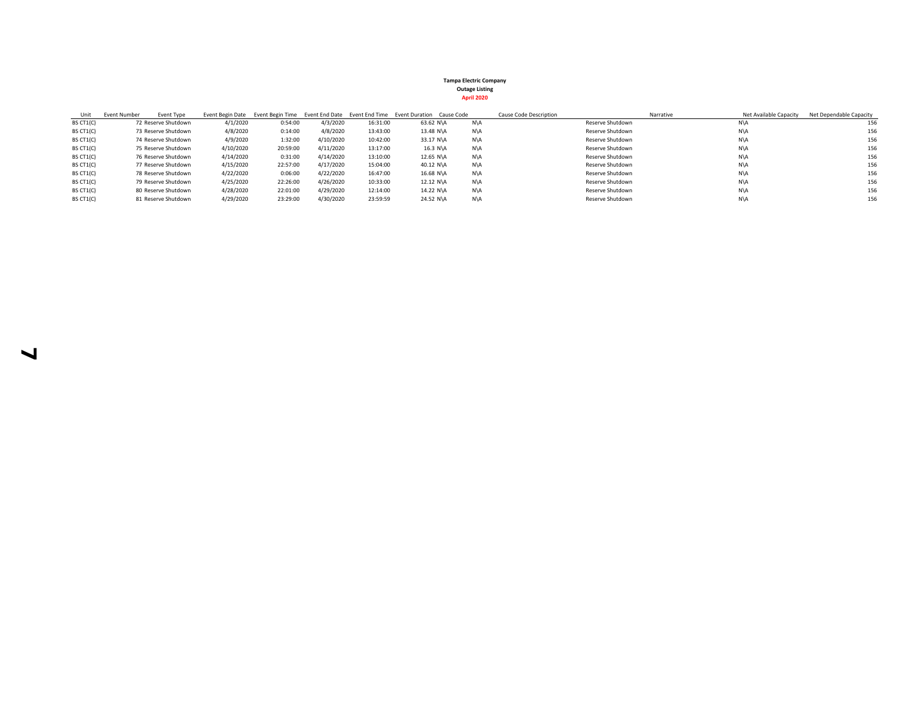**Tampa Electric Company**
**Outage Listing**
**April 2020**

| Unit | Event Number | Event Type | Event Begin Date | Event Begin Time | Event End Date | Event End Time | Event Duration | Cause Code | Cause Code Description | Narrative | Net Available Capacity | Net Dependable Capacity |
|---|---|---|---|---|---|---|---|---|---|---|---|---|
| BS CT1(C) | 72 | Reserve Shutdown | 4/1/2020 | 0:54:00 | 4/3/2020 | 16:31:00 | 63.62 | N\A | N\A | Reserve Shutdown | N\A | 156 |
| BS CT1(C) | 73 | Reserve Shutdown | 4/8/2020 | 0:14:00 | 4/8/2020 | 13:43:00 | 13.48 | N\A | N\A | Reserve Shutdown | N\A | 156 |
| BS CT1(C) | 74 | Reserve Shutdown | 4/9/2020 | 1:32:00 | 4/10/2020 | 10:42:00 | 33.17 | N\A | N\A | Reserve Shutdown | N\A | 156 |
| BS CT1(C) | 75 | Reserve Shutdown | 4/10/2020 | 20:59:00 | 4/11/2020 | 13:17:00 | 16.3 | N\A | N\A | Reserve Shutdown | N\A | 156 |
| BS CT1(C) | 76 | Reserve Shutdown | 4/14/2020 | 0:31:00 | 4/14/2020 | 13:10:00 | 12.65 | N\A | N\A | Reserve Shutdown | N\A | 156 |
| BS CT1(C) | 77 | Reserve Shutdown | 4/15/2020 | 22:57:00 | 4/17/2020 | 15:04:00 | 40.12 | N\A | N\A | Reserve Shutdown | N\A | 156 |
| BS CT1(C) | 78 | Reserve Shutdown | 4/22/2020 | 0:06:00 | 4/22/2020 | 16:47:00 | 16.68 | N\A | N\A | Reserve Shutdown | N\A | 156 |
| BS CT1(C) | 79 | Reserve Shutdown | 4/25/2020 | 22:26:00 | 4/26/2020 | 10:33:00 | 12.12 | N\A | N\A | Reserve Shutdown | N\A | 156 |
| BS CT1(C) | 80 | Reserve Shutdown | 4/28/2020 | 22:01:00 | 4/29/2020 | 12:14:00 | 14.22 | N\A | N\A | Reserve Shutdown | N\A | 156 |
| BS CT1(C) | 81 | Reserve Shutdown | 4/29/2020 | 23:29:00 | 4/30/2020 | 23:59:59 | 24.52 | N\A | N\A | Reserve Shutdown | N\A | 156 |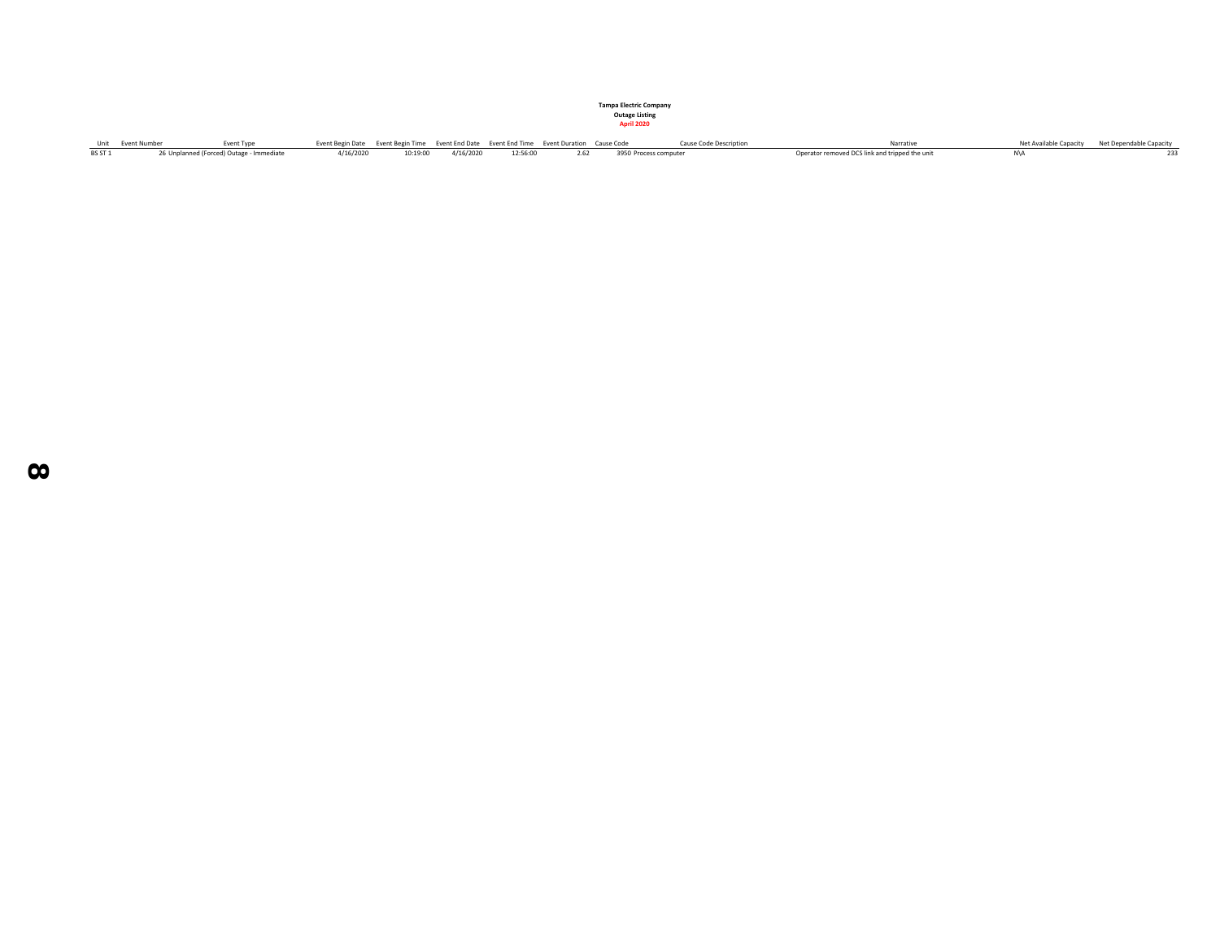**Tampa Electric Company**
**Outage Listing**
**April 2020**

| Unit | Event Number | Event Type | Event Begin Date | Event Begin Time | Event End Date | Event End Time | Event Duration | Cause Code | Cause Code Description | Narrative | Net Available Capacity | Net Dependable Capacity |
|---|---|---|---|---|---|---|---|---|---|---|---|---|
| BS ST 1 | 26 | Unplanned (Forced) Outage - Immediate | 4/16/2020 | 10:19:00 | 4/16/2020 | 12:56:00 | 2.62 | 3950 | Process computer | Operator removed DCS link and tripped the unit | N\A | 233 |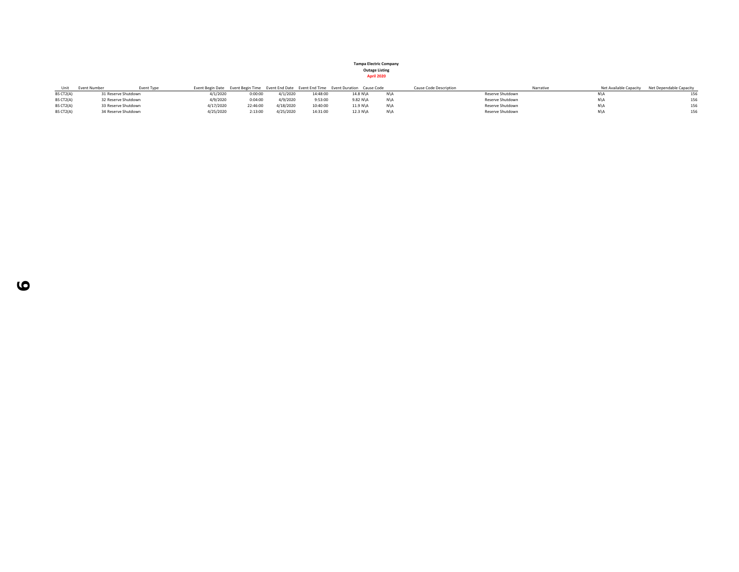**Tampa Electric Company**
**Outage Listing**
**April 2020**

| Unit | Event Number | Event Type | Event Begin Date | Event Begin Time | Event End Date | Event End Time | Event Duration | Cause Code | Cause Code Description | Narrative | Net Available Capacity | Net Dependable Capacity |
|---|---|---|---|---|---|---|---|---|---|---|---|---|
| BS CT2(A) | 31 | Reserve Shutdown | 4/1/2020 | 0:00:00 | 4/1/2020 | 14:48:00 | 14.8 | N\A | N\A | Reserve Shutdown | N\A | 156 |
| BS CT2(A) | 32 | Reserve Shutdown | 4/9/2020 | 0:04:00 | 4/9/2020 | 9:53:00 | 9.82 | N\A | N\A | Reserve Shutdown | N\A | 156 |
| BS CT2(A) | 33 | Reserve Shutdown | 4/17/2020 | 22:46:00 | 4/18/2020 | 10:40:00 | 11.9 | N\A | N\A | Reserve Shutdown | N\A | 156 |
| BS CT2(A) | 34 | Reserve Shutdown | 4/25/2020 | 2:13:00 | 4/25/2020 | 14:31:00 | 12.3 | N\A | N\A | Reserve Shutdown | N\A | 156 |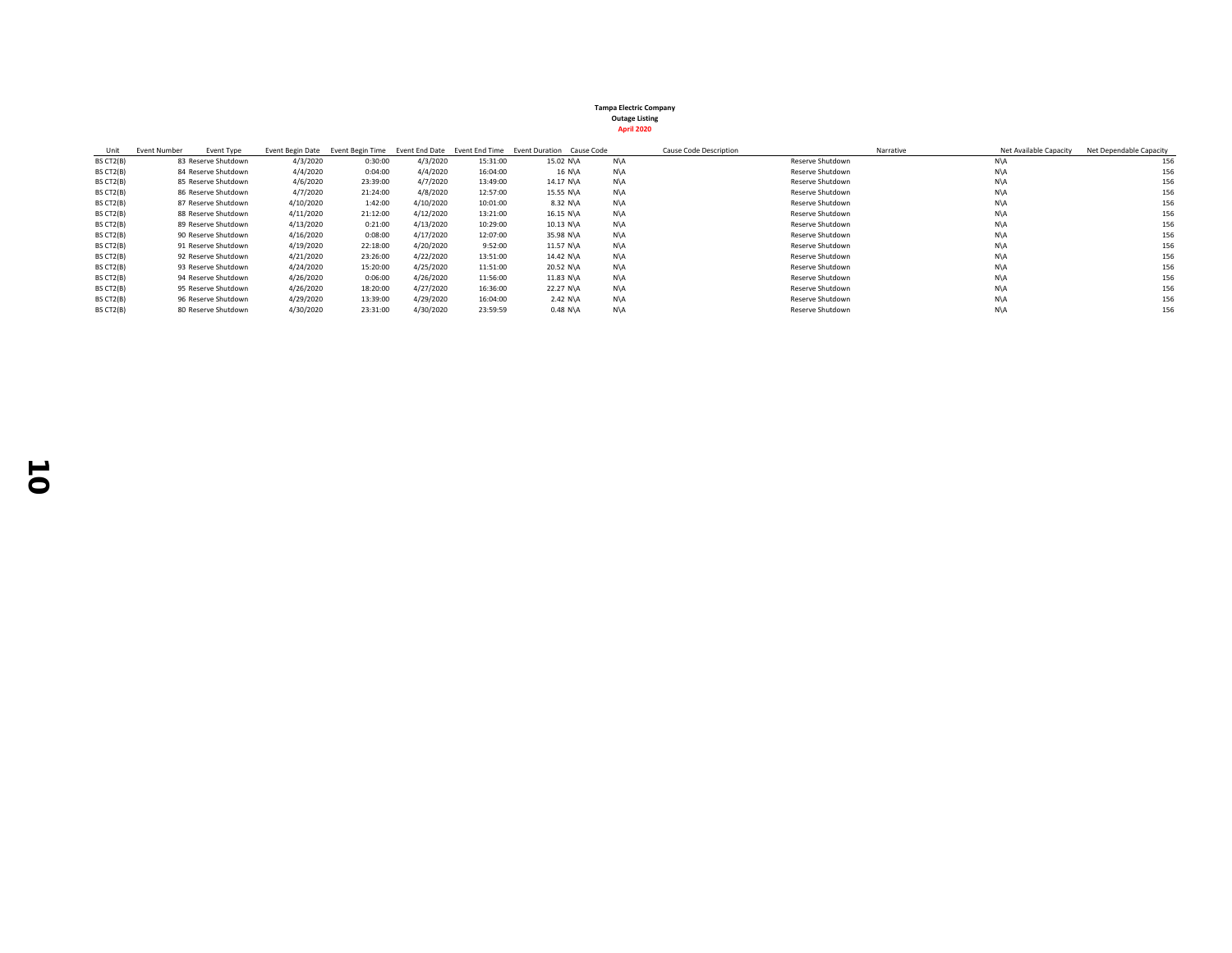**Tampa Electric Company**
**Outage Listing**
**April 2020**

| Unit | Event Number | Event Type | Event Begin Date | Event Begin Time | Event End Date | Event End Time | Event Duration | Cause Code | Cause Code Description | Narrative | Net Available Capacity | Net Dependable Capacity |
|---|---|---|---|---|---|---|---|---|---|---|---|---|
| BS CT2(B) | 83 | Reserve Shutdown | 4/3/2020 | 0:30:00 | 4/3/2020 | 15:31:00 | 15.02 | N\A | N\A | Reserve Shutdown | N\A | 156 |
| BS CT2(B) | 84 | Reserve Shutdown | 4/4/2020 | 0:04:00 | 4/4/2020 | 16:04:00 | 16 | N\A | N\A | Reserve Shutdown | N\A | 156 |
| BS CT2(B) | 85 | Reserve Shutdown | 4/6/2020 | 23:39:00 | 4/7/2020 | 13:49:00 | 14.17 | N\A | N\A | Reserve Shutdown | N\A | 156 |
| BS CT2(B) | 86 | Reserve Shutdown | 4/7/2020 | 21:24:00 | 4/8/2020 | 12:57:00 | 15.55 | N\A | N\A | Reserve Shutdown | N\A | 156 |
| BS CT2(B) | 87 | Reserve Shutdown | 4/10/2020 | 1:42:00 | 4/10/2020 | 10:01:00 | 8.32 | N\A | N\A | Reserve Shutdown | N\A | 156 |
| BS CT2(B) | 88 | Reserve Shutdown | 4/11/2020 | 21:12:00 | 4/12/2020 | 13:21:00 | 16.15 | N\A | N\A | Reserve Shutdown | N\A | 156 |
| BS CT2(B) | 89 | Reserve Shutdown | 4/13/2020 | 0:21:00 | 4/13/2020 | 10:29:00 | 10.13 | N\A | N\A | Reserve Shutdown | N\A | 156 |
| BS CT2(B) | 90 | Reserve Shutdown | 4/16/2020 | 0:08:00 | 4/17/2020 | 12:07:00 | 35.98 | N\A | N\A | Reserve Shutdown | N\A | 156 |
| BS CT2(B) | 91 | Reserve Shutdown | 4/19/2020 | 22:18:00 | 4/20/2020 | 9:52:00 | 11.57 | N\A | N\A | Reserve Shutdown | N\A | 156 |
| BS CT2(B) | 92 | Reserve Shutdown | 4/21/2020 | 23:26:00 | 4/22/2020 | 13:51:00 | 14.42 | N\A | N\A | Reserve Shutdown | N\A | 156 |
| BS CT2(B) | 93 | Reserve Shutdown | 4/24/2020 | 15:20:00 | 4/25/2020 | 11:51:00 | 20.52 | N\A | N\A | Reserve Shutdown | N\A | 156 |
| BS CT2(B) | 94 | Reserve Shutdown | 4/26/2020 | 0:06:00 | 4/26/2020 | 11:56:00 | 11.83 | N\A | N\A | Reserve Shutdown | N\A | 156 |
| BS CT2(B) | 95 | Reserve Shutdown | 4/26/2020 | 18:20:00 | 4/27/2020 | 16:36:00 | 22.27 | N\A | N\A | Reserve Shutdown | N\A | 156 |
| BS CT2(B) | 96 | Reserve Shutdown | 4/29/2020 | 13:39:00 | 4/29/2020 | 16:04:00 | 2.42 | N\A | N\A | Reserve Shutdown | N\A | 156 |
| BS CT2(B) | 80 | Reserve Shutdown | 4/30/2020 | 23:31:00 | 4/30/2020 | 23:59:59 | 0.48 | N\A | N\A | Reserve Shutdown | N\A | 156 |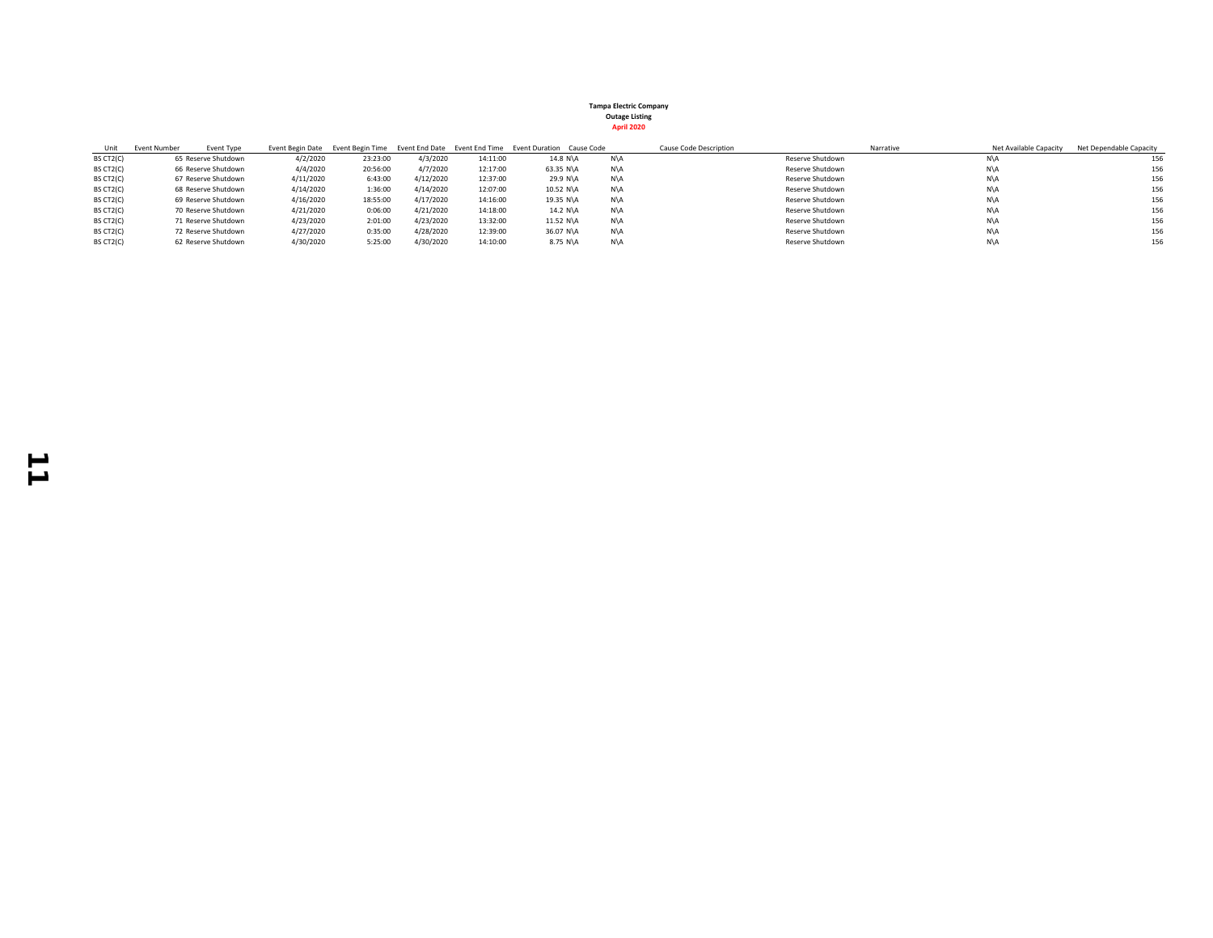**Tampa Electric Company**
**Outage Listing**
**April 2020**

| Unit | Event Number | Event Type | Event Begin Date | Event Begin Time | Event End Date | Event End Time | Event Duration | Cause Code | Cause Code Description | Narrative | Net Available Capacity | Net Dependable Capacity |
|---|---|---|---|---|---|---|---|---|---|---|---|---|
| BS CT2(C) | 65 | Reserve Shutdown | 4/2/2020 | 23:23:00 | 4/3/2020 | 14:11:00 | 14.8 | N\A | N\A | Reserve Shutdown | N\A | 156 |
| BS CT2(C) | 66 | Reserve Shutdown | 4/4/2020 | 20:56:00 | 4/7/2020 | 12:17:00 | 63.35 | N\A | N\A | Reserve Shutdown | N\A | 156 |
| BS CT2(C) | 67 | Reserve Shutdown | 4/11/2020 | 6:43:00 | 4/12/2020 | 12:37:00 | 29.9 | N\A | N\A | Reserve Shutdown | N\A | 156 |
| BS CT2(C) | 68 | Reserve Shutdown | 4/14/2020 | 1:36:00 | 4/14/2020 | 12:07:00 | 10.52 | N\A | N\A | Reserve Shutdown | N\A | 156 |
| BS CT2(C) | 69 | Reserve Shutdown | 4/16/2020 | 18:55:00 | 4/17/2020 | 14:16:00 | 19.35 | N\A | N\A | Reserve Shutdown | N\A | 156 |
| BS CT2(C) | 70 | Reserve Shutdown | 4/21/2020 | 0:06:00 | 4/21/2020 | 14:18:00 | 14.2 | N\A | N\A | Reserve Shutdown | N\A | 156 |
| BS CT2(C) | 71 | Reserve Shutdown | 4/23/2020 | 2:01:00 | 4/23/2020 | 13:32:00 | 11.52 | N\A | N\A | Reserve Shutdown | N\A | 156 |
| BS CT2(C) | 72 | Reserve Shutdown | 4/27/2020 | 0:35:00 | 4/28/2020 | 12:39:00 | 36.07 | N\A | N\A | Reserve Shutdown | N\A | 156 |
| BS CT2(C) | 62 | Reserve Shutdown | 4/30/2020 | 5:25:00 | 4/30/2020 | 14:10:00 | 8.75 | N\A | N\A | Reserve Shutdown | N\A | 156 |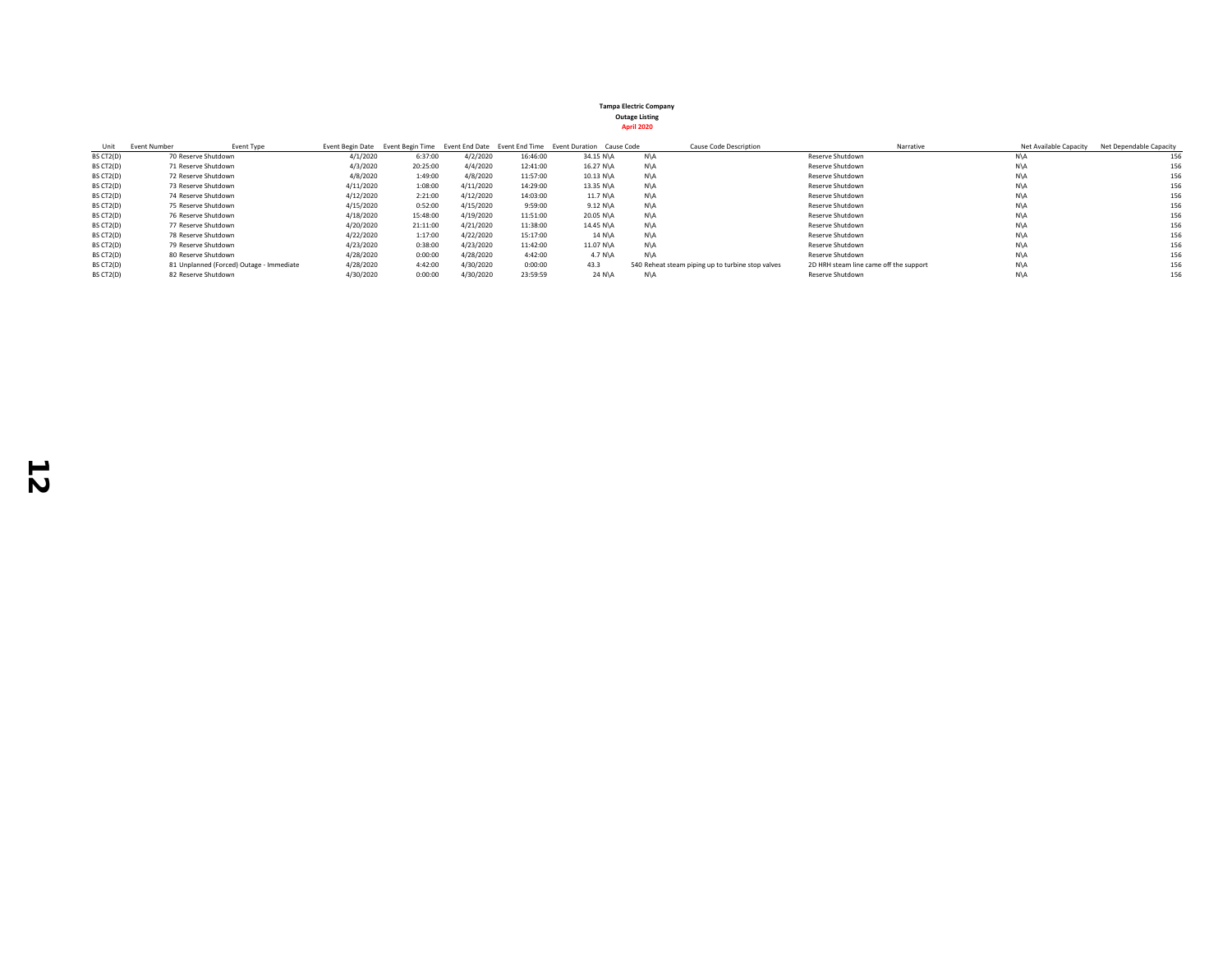**Tampa Electric Company**

**Outage Listing**

**April 2020**

| Unit | Event Number | Event Type | Event Begin Date | Event Begin Time | Event End Date | Event End Time | Event Duration | Cause Code | Cause Code Description | Narrative | Net Available Capacity | Net Dependable Capacity |
|---|---|---|---|---|---|---|---|---|---|---|---|---|
| BS CT2(D) | 70 | Reserve Shutdown | 4/1/2020 | 6:37:00 | 4/2/2020 | 16:46:00 | 34.15 | N\A | N\A | Reserve Shutdown | N\A | 156 |
| BS CT2(D) | 71 | Reserve Shutdown | 4/3/2020 | 20:25:00 | 4/4/2020 | 12:41:00 | 16.27 | N\A | N\A | Reserve Shutdown | N\A | 156 |
| BS CT2(D) | 72 | Reserve Shutdown | 4/8/2020 | 1:49:00 | 4/8/2020 | 11:57:00 | 10.13 | N\A | N\A | Reserve Shutdown | N\A | 156 |
| BS CT2(D) | 73 | Reserve Shutdown | 4/11/2020 | 1:08:00 | 4/11/2020 | 14:29:00 | 13.35 | N\A | N\A | Reserve Shutdown | N\A | 156 |
| BS CT2(D) | 74 | Reserve Shutdown | 4/12/2020 | 2:21:00 | 4/12/2020 | 14:03:00 | 11.7 | N\A | N\A | Reserve Shutdown | N\A | 156 |
| BS CT2(D) | 75 | Reserve Shutdown | 4/15/2020 | 0:52:00 | 4/15/2020 | 9:59:00 | 9.12 | N\A | N\A | Reserve Shutdown | N\A | 156 |
| BS CT2(D) | 76 | Reserve Shutdown | 4/18/2020 | 15:48:00 | 4/19/2020 | 11:51:00 | 20.05 | N\A | N\A | Reserve Shutdown | N\A | 156 |
| BS CT2(D) | 77 | Reserve Shutdown | 4/20/2020 | 21:11:00 | 4/21/2020 | 11:38:00 | 14.45 | N\A | N\A | Reserve Shutdown | N\A | 156 |
| BS CT2(D) | 78 | Reserve Shutdown | 4/22/2020 | 1:17:00 | 4/22/2020 | 15:17:00 | 14 | N\A | N\A | Reserve Shutdown | N\A | 156 |
| BS CT2(D) | 79 | Reserve Shutdown | 4/23/2020 | 0:38:00 | 4/23/2020 | 11:42:00 | 11.07 | N\A | N\A | Reserve Shutdown | N\A | 156 |
| BS CT2(D) | 80 | Reserve Shutdown | 4/28/2020 | 0:00:00 | 4/28/2020 | 4:42:00 | 4.7 | N\A | N\A | Reserve Shutdown | N\A | 156 |
| BS CT2(D) | 81 | Unplanned (Forced) Outage - Immediate | 4/28/2020 | 4:42:00 | 4/30/2020 | 0:00:00 | 43.3 | 540 | Reheat steam piping up to turbine stop valves | 2D HRH steam line came off the support | N\A | 156 |
| BS CT2(D) | 82 | Reserve Shutdown | 4/30/2020 | 0:00:00 | 4/30/2020 | 23:59:59 | 24 | N\A | N\A | Reserve Shutdown | N\A | 156 |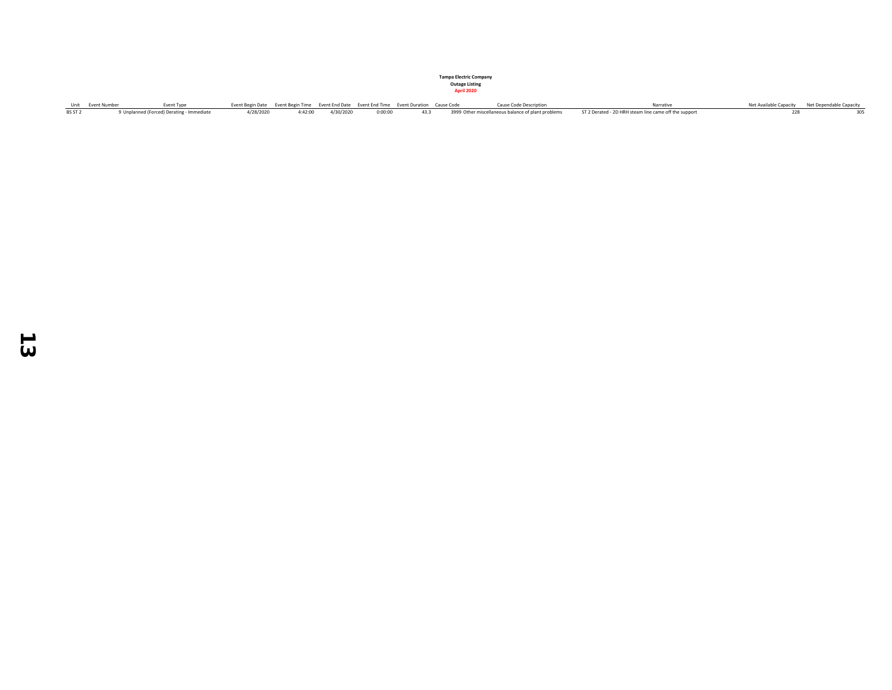**Tampa Electric Company**
**Outage Listing**
**April 2020**

| Unit | Event Number | Event Type | Event Begin Date | Event Begin Time | Event End Date | Event End Time | Event Duration | Cause Code | Cause Code Description | Narrative | Net Available Capacity | Net Dependable Capacity |
|---|---|---|---|---|---|---|---|---|---|---|---|---|
| BS ST 2 | 9 | Unplanned (Forced) Derating - Immediate | 4/28/2020 | 4:42:00 | 4/30/2020 | 0:00:00 | 43.3 | 3999 | Other miscellaneous balance of plant problems | ST 2 Derated - 2D HRH steam line came off the support | 228 | 305 |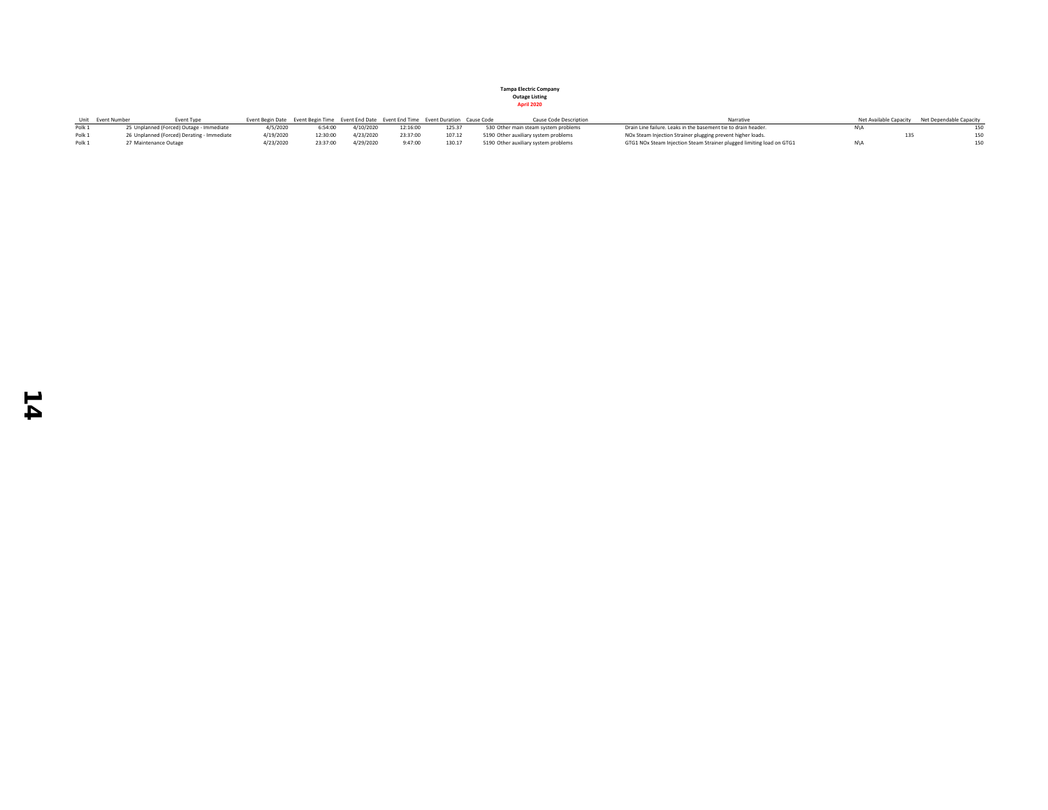**Tampa Electric Company**
**Outage Listing**
**April 2020**

| Unit | Event Number | Event Type | Event Begin Date | Event Begin Time | Event End Date | Event End Time | Event Duration | Cause Code | Cause Code Description | Narrative | Net Available Capacity | Net Dependable Capacity |
|---|---|---|---|---|---|---|---|---|---|---|---|---|
| Polk 1 | 25 | Unplanned (Forced) Outage - Immediate | 4/5/2020 | 6:54:00 | 4/10/2020 | 12:16:00 | 125.37 | 530 | Other main steam system problems | Drain Line failure. Leaks in the basement tie to drain header. | N\A | 150 |
| Polk 1 | 26 | Unplanned (Forced) Derating - Immediate | 4/19/2020 | 12:30:00 | 4/23/2020 | 23:37:00 | 107.12 | 5190 | Other auxiliary system problems | NOx Steam Injection Strainer plugging prevent higher loads. | 135 | 150 |
| Polk 1 | 27 | Maintenance Outage | 4/23/2020 | 23:37:00 | 4/29/2020 | 9:47:00 | 130.17 | 5190 | Other auxiliary system problems | GTG1 NOx Steam Injection Steam Strainer plugged limiting load on GTG1 | N\A | 150 |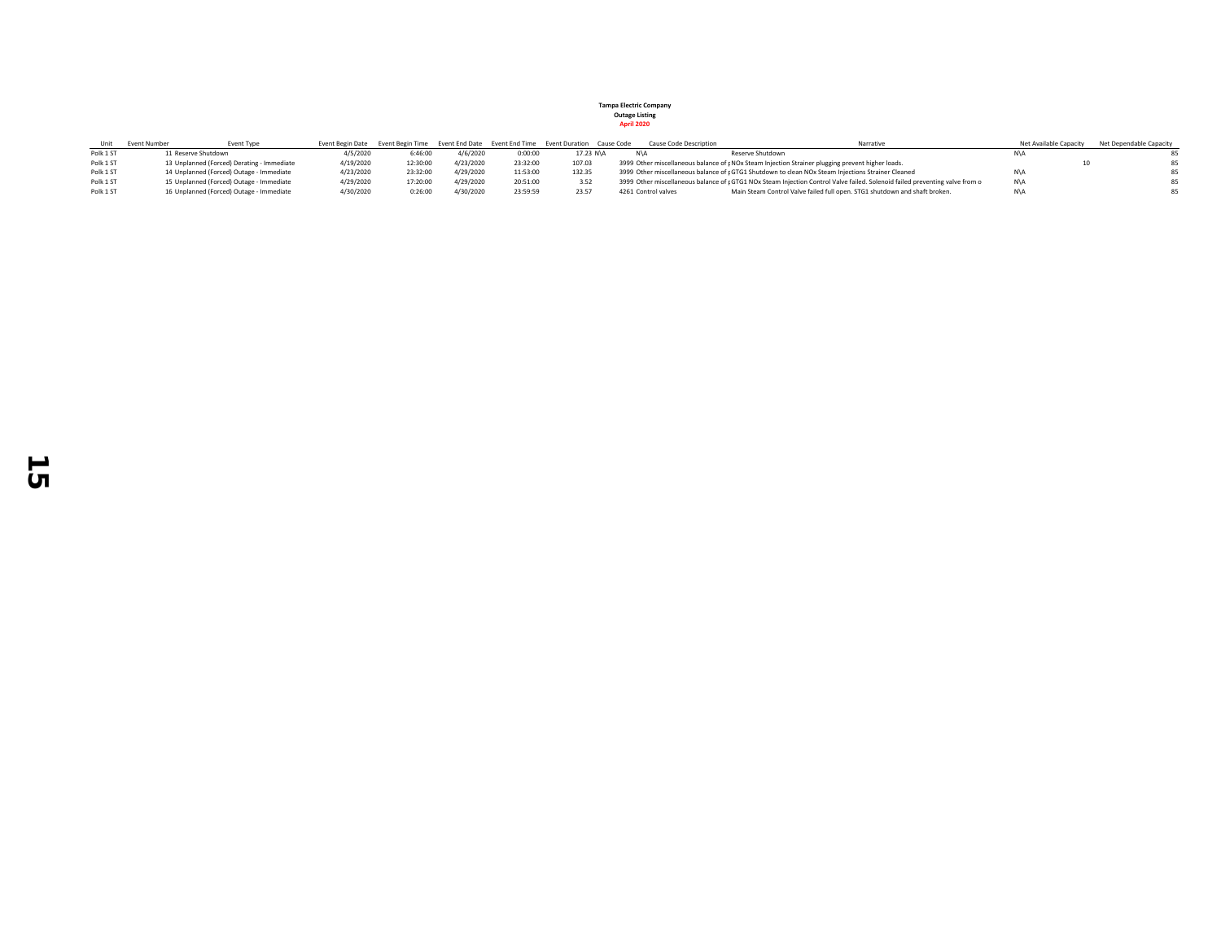**Tampa Electric Company**
**Outage Listing**
**April 2020**

| Unit | Event Number | Event Type | Event Begin Date | Event Begin Time | Event End Date | Event End Time | Event Duration | Cause Code | Cause Code Description | Narrative | Net Available Capacity | Net Dependable Capacity |
|---|---|---|---|---|---|---|---|---|---|---|---|---|
| Polk 1 ST | 11 | Reserve Shutdown | 4/5/2020 | 6:46:00 | 4/6/2020 | 0:00:00 | 17.23 | N\A | N\A | Reserve Shutdown | N\A | 85 |
| Polk 1 ST | 13 | Unplanned (Forced) Derating - Immediate | 4/19/2020 | 12:30:00 | 4/23/2020 | 23:32:00 | 107.03 | 3999 | Other miscellaneous balance of p | NOx Steam Injection Strainer plugging prevent higher loads. | 10 | 85 |
| Polk 1 ST | 14 | Unplanned (Forced) Outage - Immediate | 4/23/2020 | 23:32:00 | 4/29/2020 | 11:53:00 | 132.35 | 3999 | Other miscellaneous balance of p | GTG1 Shutdown to clean NOx Steam Injections Strainer Cleaned | N\A | 85 |
| Polk 1 ST | 15 | Unplanned (Forced) Outage - Immediate | 4/29/2020 | 17:20:00 | 4/29/2020 | 20:51:00 | 3.52 | 3999 | Other miscellaneous balance of p | GTG1 NOx Steam Injection Control Valve failed. Solenoid failed preventing valve from o | N\A | 85 |
| Polk 1 ST | 16 | Unplanned (Forced) Outage - Immediate | 4/30/2020 | 0:26:00 | 4/30/2020 | 23:59:59 | 23.57 | 4261 | Control valves | Main Steam Control Valve failed full open. STG1 shutdown and shaft broken. | N\A | 85 |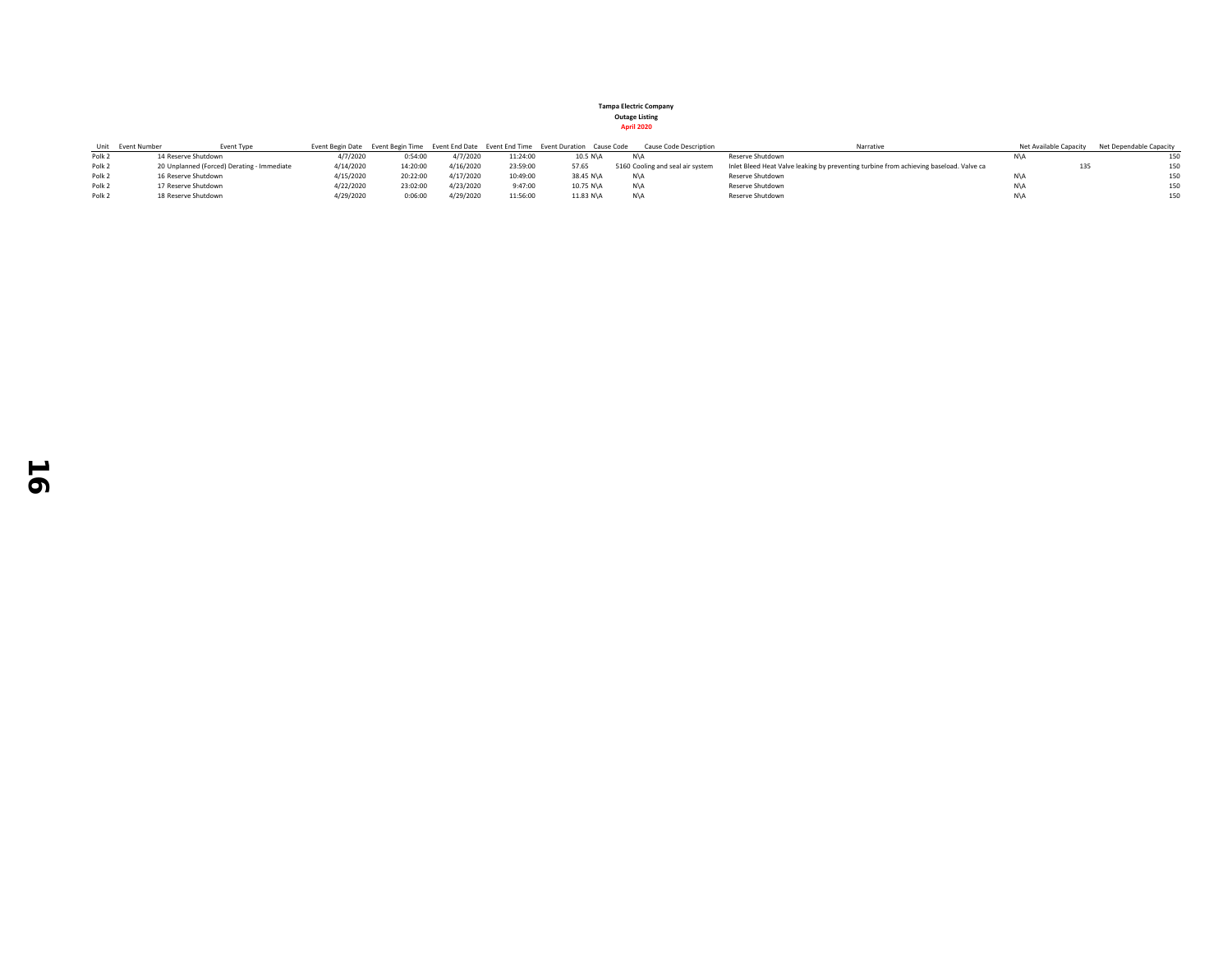**Tampa Electric Company**

**Outage Listing**

**April 2020**

| Unit | Event Number | Event Type | Event Begin Date | Event Begin Time | Event End Date | Event End Time | Event Duration | Cause Code | Cause Code Description | Narrative | Net Available Capacity | Net Dependable Capacity |
|---|---|---|---|---|---|---|---|---|---|---|---|---|
| Polk 2 | 14 | Reserve Shutdown | 4/7/2020 | 0:54:00 | 4/7/2020 | 11:24:00 | 10.5 | N\A | N\A | Reserve Shutdown | N\A | 150 |
| Polk 2 | 20 | Unplanned (Forced) Derating - Immediate | 4/14/2020 | 14:20:00 | 4/16/2020 | 23:59:00 | 57.65 | 5160 | Cooling and seal air system | Inlet Bleed Heat Valve leaking by preventing turbine from achieving baseload. Valve ca | 135 | 150 |
| Polk 2 | 16 | Reserve Shutdown | 4/15/2020 | 20:22:00 | 4/17/2020 | 10:49:00 | 38.45 | N\A | N\A | Reserve Shutdown | N\A | 150 |
| Polk 2 | 17 | Reserve Shutdown | 4/22/2020 | 23:02:00 | 4/23/2020 | 9:47:00 | 10.75 | N\A | N\A | Reserve Shutdown | N\A | 150 |
| Polk 2 | 18 | Reserve Shutdown | 4/29/2020 | 0:06:00 | 4/29/2020 | 11:56:00 | 11.83 | N\A | N\A | Reserve Shutdown | N\A | 150 |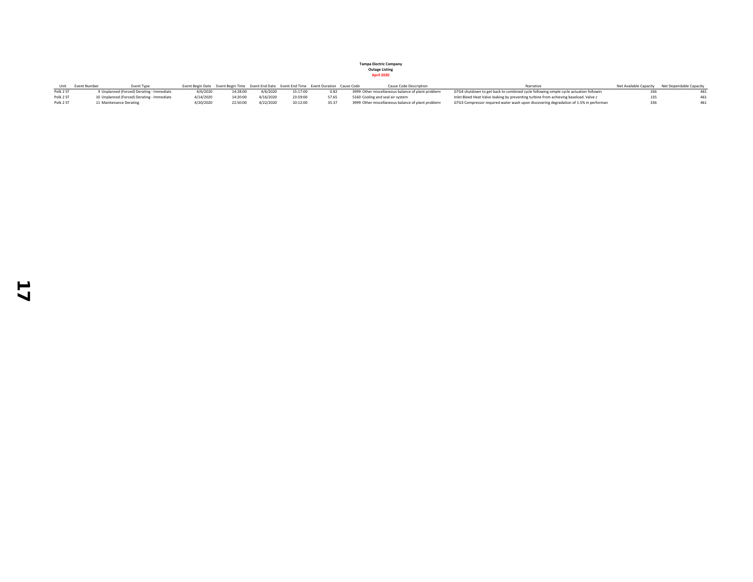**Tampa Electric Company**
**Outage Listing**
**April 2020**

| Unit | Event Number | Event Type | Event Begin Date | Event Begin Time | Event End Date | Event End Time | Event Duration | Cause Code | Cause Code Description | Narrative | Net Available Capacity | Net Dependable Capacity |
|---|---|---|---|---|---|---|---|---|---|---|---|---|
| Polk 2 ST | 9 | Unplanned (Forced) Derating - Immediate | 4/6/2020 | 14:28:00 | 4/6/2020 | 15:17:00 | 0.82 | 3999 | Other miscellaneous balance of plant problems | GTG4 shutdown to get back to combined cycle following simple cycle actuation followin | 336 | 461 |
| Polk 2 ST | 10 | Unplanned (Forced) Derating - Immediate | 4/14/2020 | 14:20:00 | 4/16/2020 | 23:59:00 | 57.65 | 5160 | Cooling and seal air system | Inlet Bleed Heat Valve leaking by preventing turbine from achieving baseload. Valve c | 135 | 461 |
| Polk 2 ST | 11 | Maintenance Derating | 4/20/2020 | 22:50:00 | 4/22/2020 | 10:12:00 | 35.37 | 3999 | Other miscellaneous balance of plant problems | GTG3 Compressor required water wash upon discovering degradation of 1.5% in performan | 336 | 461 |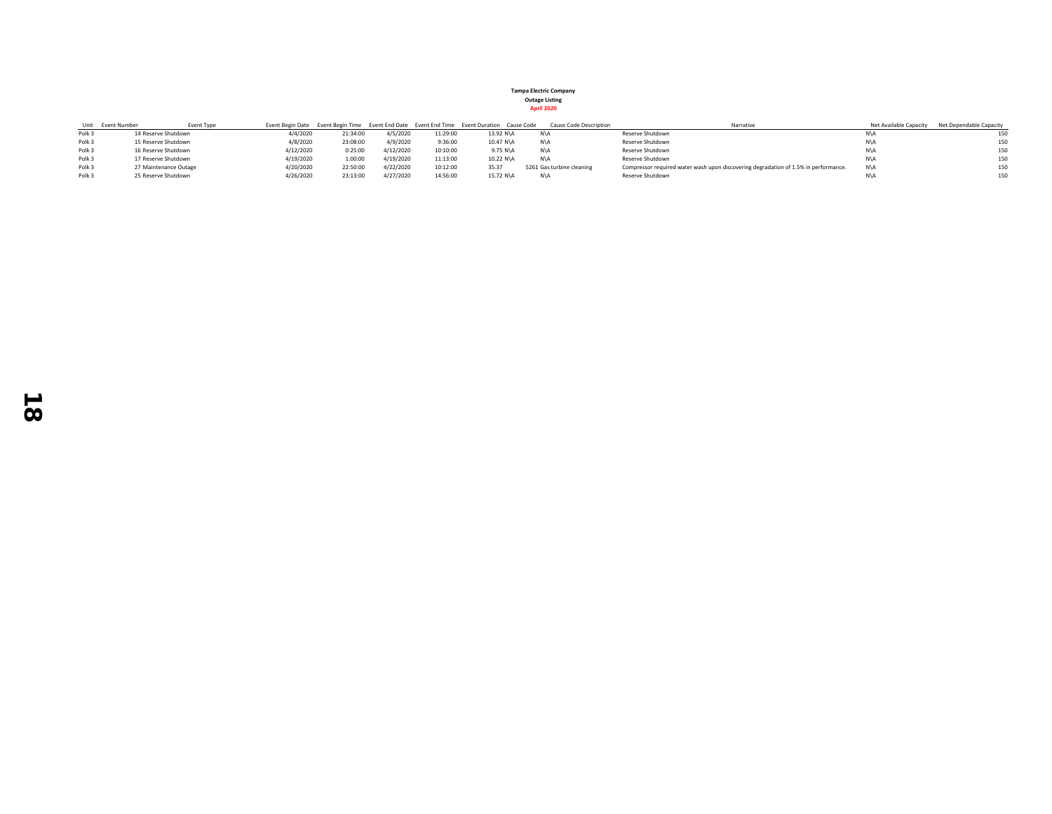**Tampa Electric Company**
**Outage Listing**
**April 2020**

| Unit | Event Number | Event Type | Event Begin Date | Event Begin Time | Event End Date | Event End Time | Event Duration | Cause Code | Cause Code Description | Narrative | Net Available Capacity | Net Dependable Capacity |
|---|---|---|---|---|---|---|---|---|---|---|---|---|
| Polk 3 | 14 | Reserve Shutdown | 4/4/2020 | 21:34:00 | 4/5/2020 | 11:29:00 | 13.92 | N\A | N\A | Reserve Shutdown | N\A | 150 |
| Polk 3 | 15 | Reserve Shutdown | 4/8/2020 | 23:08:00 | 4/9/2020 | 9:36:00 | 10.47 | N\A | N\A | Reserve Shutdown | N\A | 150 |
| Polk 3 | 16 | Reserve Shutdown | 4/12/2020 | 0:25:00 | 4/12/2020 | 10:10:00 | 9.75 | N\A | N\A | Reserve Shutdown | N\A | 150 |
| Polk 3 | 17 | Reserve Shutdown | 4/19/2020 | 1:00:00 | 4/19/2020 | 11:13:00 | 10.22 | N\A | N\A | Reserve Shutdown | N\A | 150 |
| Polk 3 | 27 | Maintenance Outage | 4/20/2020 | 22:50:00 | 4/22/2020 | 10:12:00 | 35.37 | 5261 | Gas turbine cleaning | Compressor required water wash upon discovering degradation of 1.5% in performance. | N\A | 150 |
| Polk 3 | 25 | Reserve Shutdown | 4/26/2020 | 23:13:00 | 4/27/2020 | 14:56:00 | 15.72 | N\A | N\A | Reserve Shutdown | N\A | 150 |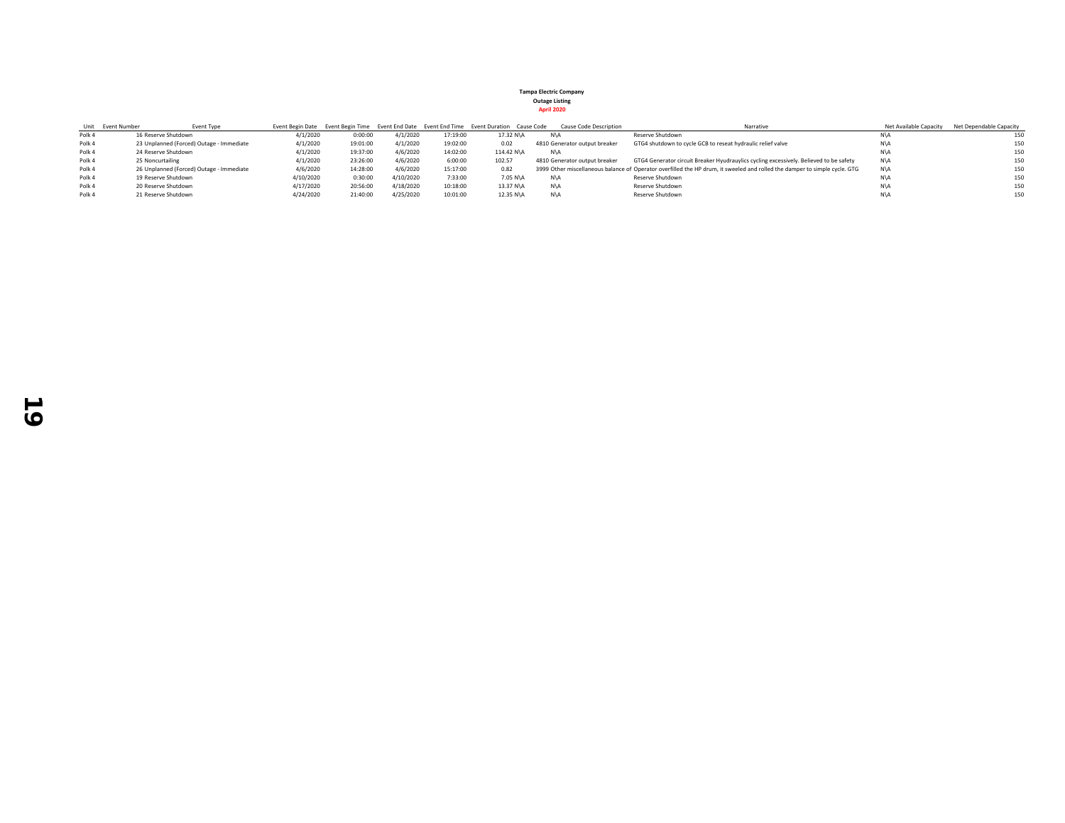**Tampa Electric Company**

**Outage Listing**

**April 2020**

| Unit | Event Number | Event Type | Event Begin Date | Event Begin Time | Event End Date | Event End Time | Event Duration | Cause Code | Cause Code Description | Narrative | Net Available Capacity | Net Dependable Capacity |
|---|---|---|---|---|---|---|---|---|---|---|---|---|
| Polk 4 | 16 | Reserve Shutdown | 4/1/2020 | 0:00:00 | 4/1/2020 | 17:19:00 | 17.32 | N\A | N\A | Reserve Shutdown | N\A | 150 |
| Polk 4 | 23 | Unplanned (Forced) Outage - Immediate | 4/1/2020 | 19:01:00 | 4/1/2020 | 19:02:00 | 0.02 | 4810 | Generator output breaker | GTG4 shutdown to cycle GCB to reseat hydraulic relief valve | N\A | 150 |
| Polk 4 | 24 | Reserve Shutdown | 4/1/2020 | 19:37:00 | 4/6/2020 | 14:02:00 | 114.42 | N\A | N\A | | N\A | 150 |
| Polk 4 | 25 | Noncurtailing | 4/1/2020 | 23:26:00 | 4/6/2020 | 6:00:00 | 102.57 | 4810 | Generator output breaker | GTG4 Generator circuit Breaker Hyudrauylics cycling excessively. Believed to be safety | N\A | 150 |
| Polk 4 | 26 | Unplanned (Forced) Outage - Immediate | 4/6/2020 | 14:28:00 | 4/6/2020 | 15:17:00 | 0.82 | 3999 | Other miscellaneous balance of | Operator overfilled the HP drum, it sweeled and rolled the damper to simple cycle. GTG | N\A | 150 |
| Polk 4 | 19 | Reserve Shutdown | 4/10/2020 | 0:30:00 | 4/10/2020 | 7:33:00 | 7.05 | N\A | N\A | Reserve Shutdown | N\A | 150 |
| Polk 4 | 20 | Reserve Shutdown | 4/17/2020 | 20:56:00 | 4/18/2020 | 10:18:00 | 13.37 | N\A | N\A | Reserve Shutdown | N\A | 150 |
| Polk 4 | 21 | Reserve Shutdown | 4/24/2020 | 21:40:00 | 4/25/2020 | 10:01:00 | 12.35 | N\A | N\A | Reserve Shutdown | N\A | 150 |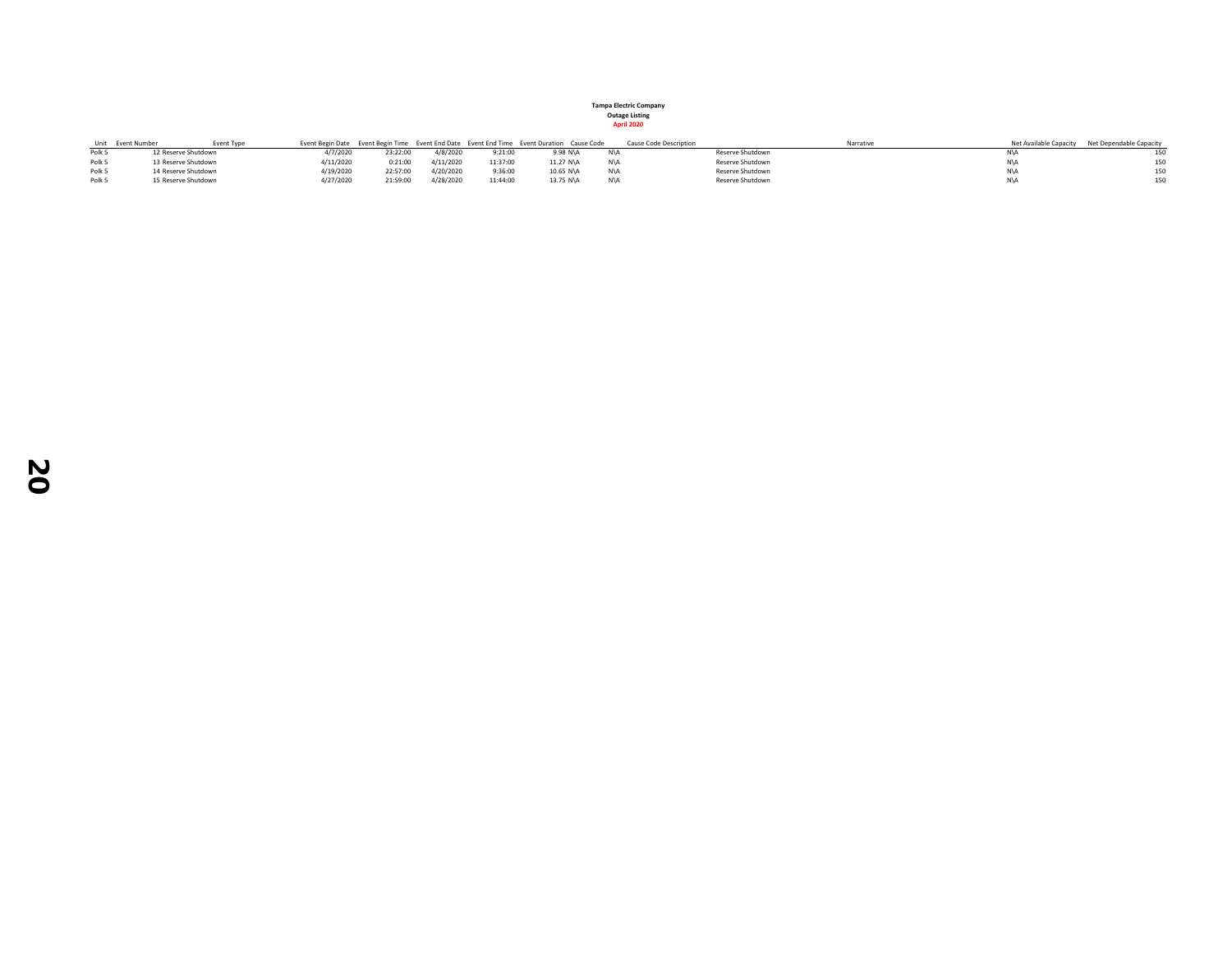**Tampa Electric Company**

**Outage Listing**

**April 2020**

| Unit | Event Number | Event Type | Event Begin Date | Event Begin Time | Event End Date | Event End Time | Event Duration | Cause Code | Cause Code Description | Narrative | Net Available Capacity | Net Dependable Capacity |
|---|---|---|---|---|---|---|---|---|---|---|---|---|
| Polk 5 | 12 | Reserve Shutdown | 4/7/2020 | 23:22:00 | 4/8/2020 | 9:21:00 | 9.98 | N\A | N\A | Reserve Shutdown | N\A | 150 |
| Polk 5 | 13 | Reserve Shutdown | 4/11/2020 | 0:21:00 | 4/11/2020 | 11:37:00 | 11.27 | N\A | N\A | Reserve Shutdown | N\A | 150 |
| Polk 5 | 14 | Reserve Shutdown | 4/19/2020 | 22:57:00 | 4/20/2020 | 9:36:00 | 10.65 | N\A | N\A | Reserve Shutdown | N\A | 150 |
| Polk 5 | 15 | Reserve Shutdown | 4/27/2020 | 21:59:00 | 4/28/2020 | 11:44:00 | 13.75 | N\A | N\A | Reserve Shutdown | N\A | 150 |